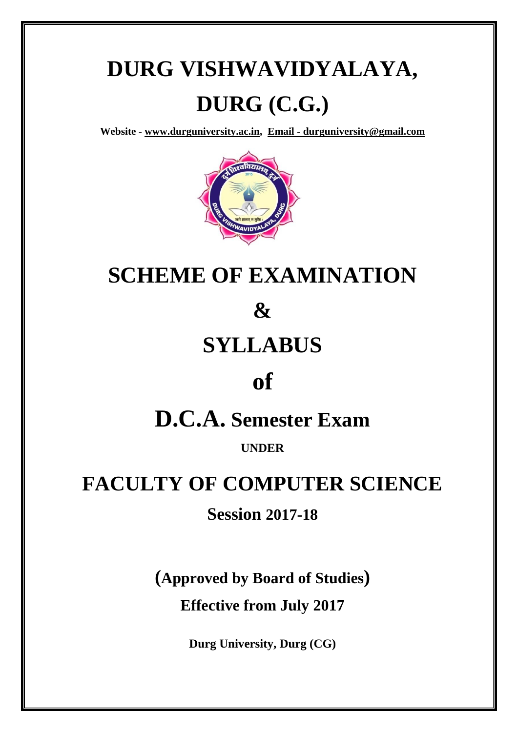# DURG VISHWAVIDYALAYA, DURG (C.G.)

**Website - www.durguniversity.ac.in, Email - durguniversity@gmail.com**

# SCHEME OF EXAMINATION

# &

# SYLLABUS

# of

# D.C.A. Semester Exam

**UNDER**

# FACULTY OF COMPUTER SCIENCE

## Session 2017-18

**(Approved by Board of Studies)**

**Effective from July 2017**

**Durg University, Durg (CG)**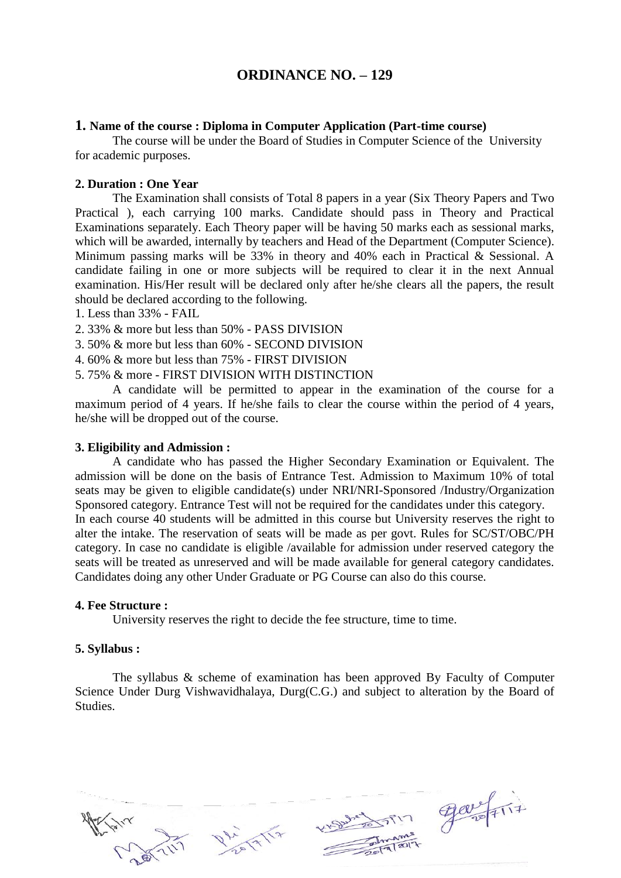# ORDINANCE NO. – 129

## 1. Name of the course : Diploma in Computer Application (Part-time course)

The course will be under the Board of Studies in Computer Science of the University for academic purposes.

### 2. Duration : One Year

The Examination shall consists of Total 8 papers in a year (Six Theory Papers and Two Practical ), each carrying 100 marks. Candidate should pass in Theory and Practical Examinations separately. Each Theory paper will be having 50 marks each as sessional marks, which will be awarded, internally by teachers and Head of the Department (Computer Science). Minimum passing marks will be 33% in theory and 40% each in Practical & Sessional. A candidate failing in one or more subjects will be required to clear it in the next Annual examination. His/Her result will be declared only after he/she clears all the papers, the result should be declared according to the following.

1. Less than 33% - FAIL
2. 33% & more but less than 50% - PASS DIVISION
3. 50% & more but less than 60% - SECOND DIVISION
4. 60% & more but less than 75% - FIRST DIVISION
5. 75% & more - FIRST DIVISION WITH DISTINCTION

A candidate will be permitted to appear in the examination of the course for a maximum period of 4 years. If he/she fails to clear the course within the period of 4 years, he/she will be dropped out of the course.

### 3. Eligibility and Admission :

A candidate who has passed the Higher Secondary Examination or Equivalent. The admission will be done on the basis of Entrance Test. Admission to Maximum 10% of total seats may be given to eligible candidate(s) under NRI/NRI-Sponsored /Industry/Organization Sponsored category. Entrance Test will not be required for the candidates under this category.
In each course 40 students will be admitted in this course but University reserves the right to alter the intake. The reservation of seats will be made as per govt. Rules for SC/ST/OBC/PH category. In case no candidate is eligible /available for admission under reserved category the seats will be treated as unreserved and will be made available for general category candidates. Candidates doing any other Under Graduate or PG Course can also do this course.

### 4. Fee Structure :

University reserves the right to decide the fee structure, time to time.

### 5. Syllabus :

The syllabus & scheme of examination has been approved By Faculty of Computer Science Under Durg Vishwavidhalaya, Durg(C.G.) and subject to alteration by the Board of Studies.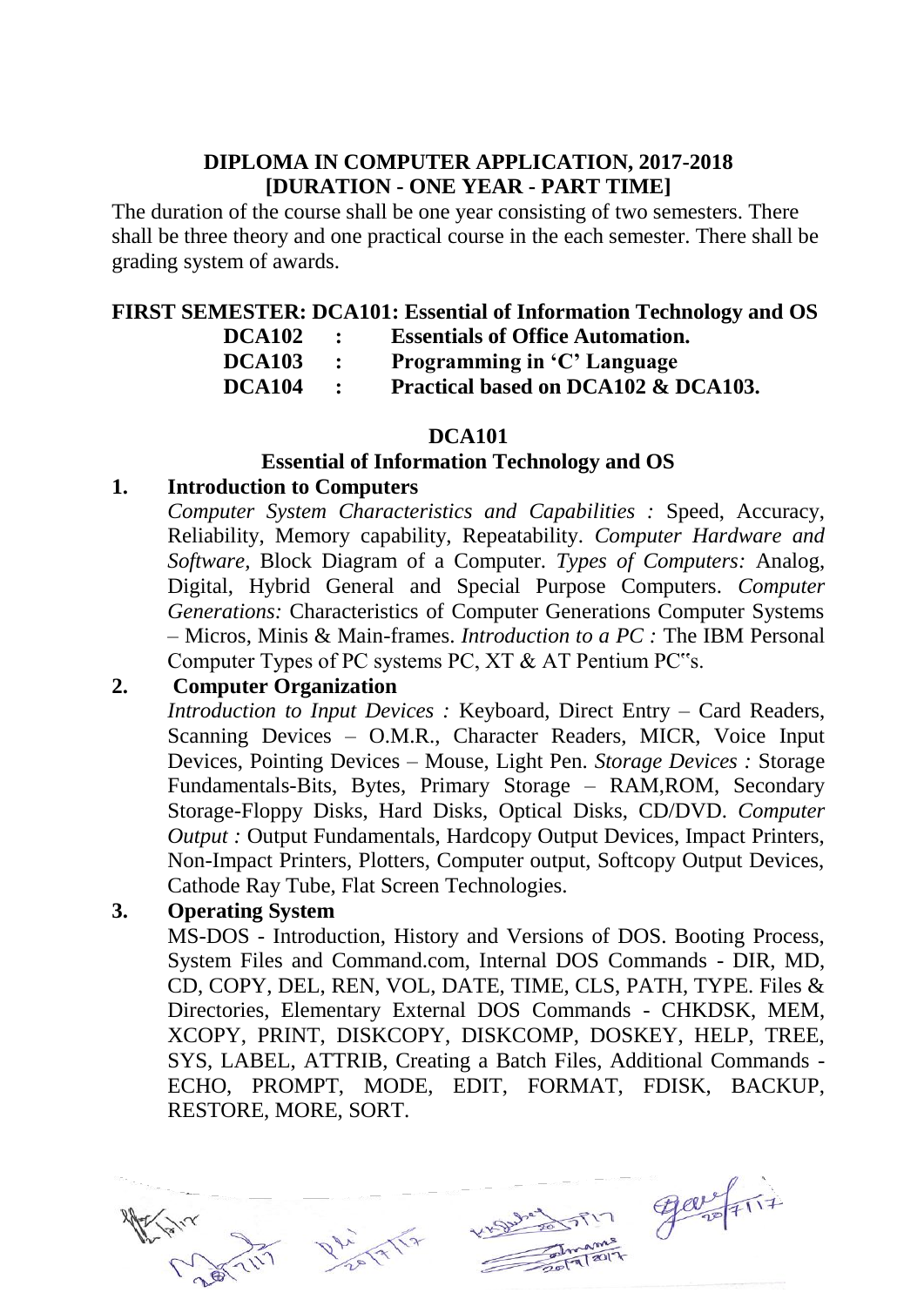**DIPLOMA IN COMPUTER APPLICATION, 2017-2018**
**[DURATION - ONE YEAR - PART TIME]**

The duration of the course shall be one year consisting of two semesters. There shall be three theory and one practical course in the each semester. There shall be grading system of awards.

**FIRST SEMESTER: DCA101: Essential of Information Technology and OS**

| | | |
|---|---|---|
| **DCA102** | **:** | **Essentials of Office Automation.** |
| **DCA103** | **:** | **Programming in 'C' Language** |
| **DCA104** | **:** | **Practical based on DCA102 & DCA103.** |

## DCA101

### Essential of Information Technology and OS

**1. Introduction to Computers**

*Computer System Characteristics and Capabilities :* Speed, Accuracy, Reliability, Memory capability, Repeatability. *Computer Hardware and Software*, Block Diagram of a Computer. *Types of Computers:* Analog, Digital, Hybrid General and Special Purpose Computers. *Computer Generations:* Characteristics of Computer Generations Computer Systems – Micros, Minis & Main-frames. *Introduction to a PC :* The IBM Personal Computer Types of PC systems PC, XT & AT Pentium PC"s.

**2. Computer Organization**

*Introduction to Input Devices :* Keyboard, Direct Entry – Card Readers, Scanning Devices – O.M.R., Character Readers, MICR, Voice Input Devices, Pointing Devices – Mouse, Light Pen. *Storage Devices :* Storage Fundamentals-Bits, Bytes, Primary Storage – RAM,ROM, Secondary Storage-Floppy Disks, Hard Disks, Optical Disks, CD/DVD. *Computer Output :* Output Fundamentals, Hardcopy Output Devices, Impact Printers, Non-Impact Printers, Plotters, Computer output, Softcopy Output Devices, Cathode Ray Tube, Flat Screen Technologies.

**3. Operating System**

MS-DOS - Introduction, History and Versions of DOS. Booting Process, System Files and Command.com, Internal DOS Commands - DIR, MD, CD, COPY, DEL, REN, VOL, DATE, TIME, CLS, PATH, TYPE. Files & Directories, Elementary External DOS Commands - CHKDSK, MEM, XCOPY, PRINT, DISKCOPY, DISKCOMP, DOSKEY, HELP, TREE, SYS, LABEL, ATTRIB, Creating a Batch Files, Additional Commands - ECHO, PROMPT, MODE, EDIT, FORMAT, FDISK, BACKUP, RESTORE, MORE, SORT.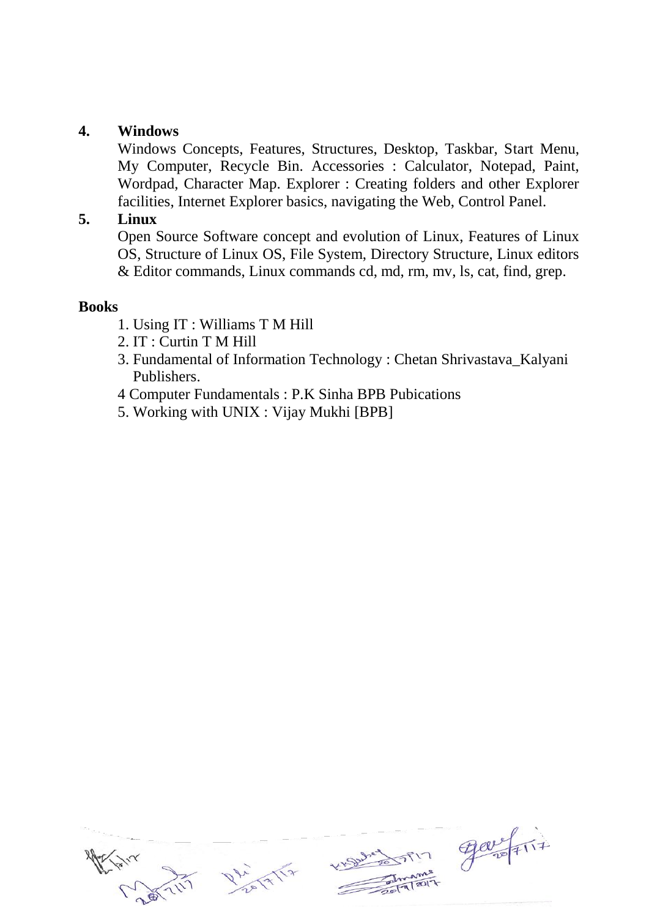**4. Windows**

Windows Concepts, Features, Structures, Desktop, Taskbar, Start Menu, My Computer, Recycle Bin. Accessories : Calculator, Notepad, Paint, Wordpad, Character Map. Explorer : Creating folders and other Explorer facilities, Internet Explorer basics, navigating the Web, Control Panel.

**5. Linux**

Open Source Software concept and evolution of Linux, Features of Linux OS, Structure of Linux OS, File System, Directory Structure, Linux editors & Editor commands, Linux commands cd, md, rm, mv, ls, cat, find, grep.

**Books**

1. Using IT : Williams T M Hill
2. IT : Curtin T M Hill
3. Fundamental of Information Technology : Chetan Shrivastava_Kalyani Publishers.
4 Computer Fundamentals : P.K Sinha BPB Pubications
5. Working with UNIX : Vijay Mukhi [BPB]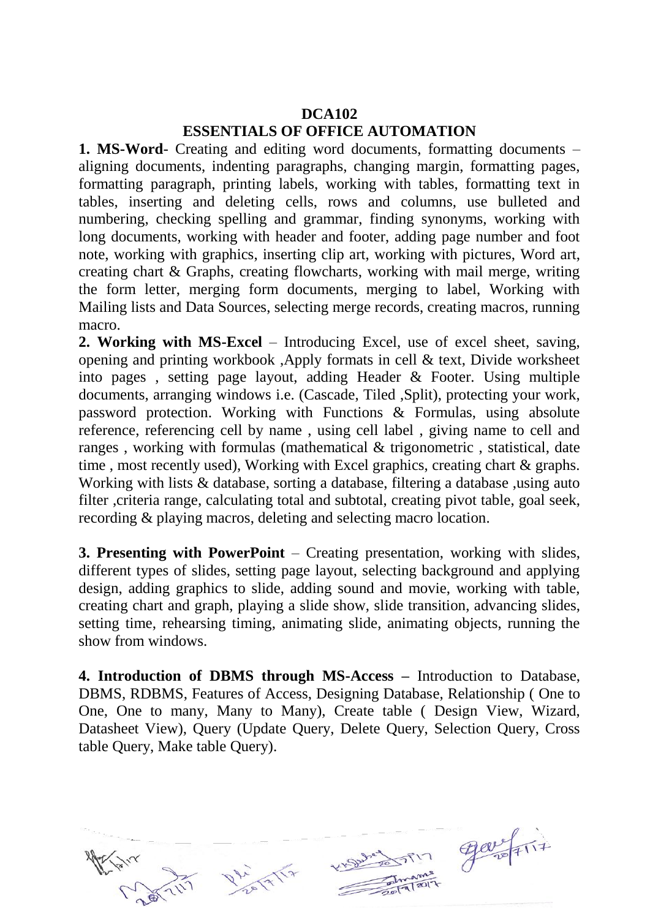## DCA102

## ESSENTIALS OF OFFICE AUTOMATION

**1. MS-Word**- Creating and editing word documents, formatting documents – aligning documents, indenting paragraphs, changing margin, formatting pages, formatting paragraph, printing labels, working with tables, formatting text in tables, inserting and deleting cells, rows and columns, use bulleted and numbering, checking spelling and grammar, finding synonyms, working with long documents, working with header and footer, adding page number and foot note, working with graphics, inserting clip art, working with pictures, Word art, creating chart & Graphs, creating flowcharts, working with mail merge, writing the form letter, merging form documents, merging to label, Working with Mailing lists and Data Sources, selecting merge records, creating macros, running macro.

**2. Working with MS-Excel** – Introducing Excel, use of excel sheet, saving, opening and printing workbook ,Apply formats in cell & text, Divide worksheet into pages , setting page layout, adding Header & Footer. Using multiple documents, arranging windows i.e. (Cascade, Tiled ,Split), protecting your work, password protection. Working with Functions & Formulas, using absolute reference, referencing cell by name , using cell label , giving name to cell and ranges , working with formulas (mathematical & trigonometric , statistical, date time , most recently used), Working with Excel graphics, creating chart & graphs. Working with lists & database, sorting a database, filtering a database ,using auto filter ,criteria range, calculating total and subtotal, creating pivot table, goal seek, recording & playing macros, deleting and selecting macro location.

**3. Presenting with PowerPoint** – Creating presentation, working with slides, different types of slides, setting page layout, selecting background and applying design, adding graphics to slide, adding sound and movie, working with table, creating chart and graph, playing a slide show, slide transition, advancing slides, setting time, rehearsing timing, animating slide, animating objects, running the show from windows.

**4. Introduction of DBMS through MS-Access –** Introduction to Database, DBMS, RDBMS, Features of Access, Designing Database, Relationship ( One to One, One to many, Many to Many), Create table ( Design View, Wizard, Datasheet View), Query (Update Query, Delete Query, Selection Query, Cross table Query, Make table Query).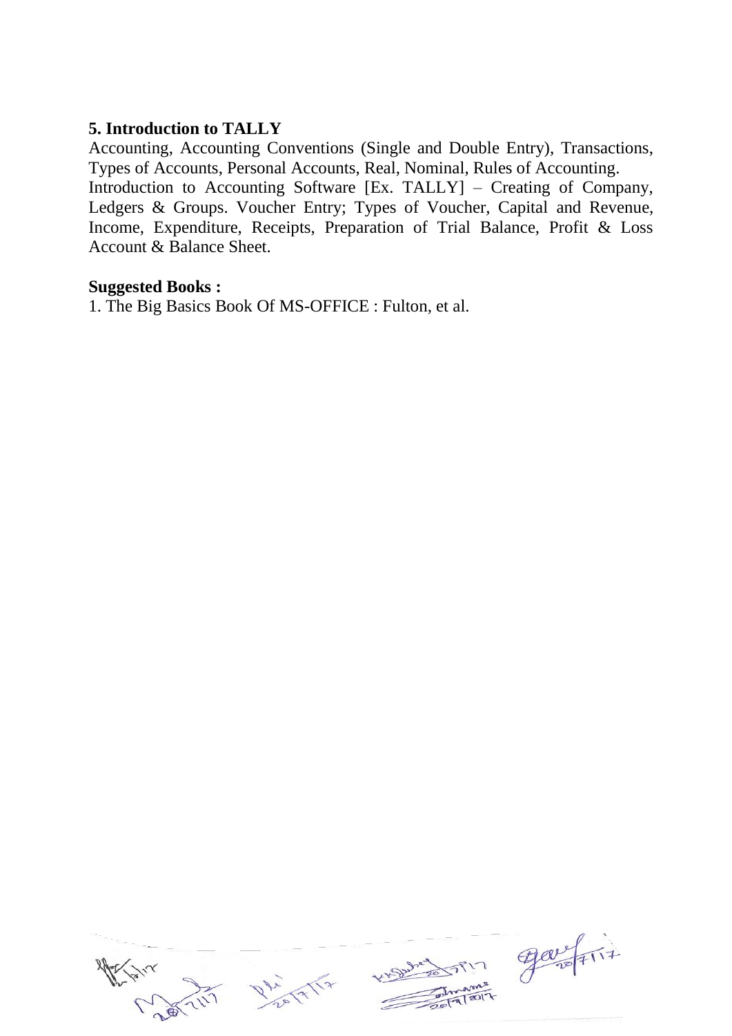### 5. Introduction to TALLY

Accounting, Accounting Conventions (Single and Double Entry), Transactions, Types of Accounts, Personal Accounts, Real, Nominal, Rules of Accounting.
Introduction to Accounting Software [Ex. TALLY] – Creating of Company, Ledgers & Groups. Voucher Entry; Types of Voucher, Capital and Revenue, Income, Expenditure, Receipts, Preparation of Trial Balance, Profit & Loss Account & Balance Sheet.

**Suggested Books :**

1. The Big Basics Book Of MS-OFFICE : Fulton, et al.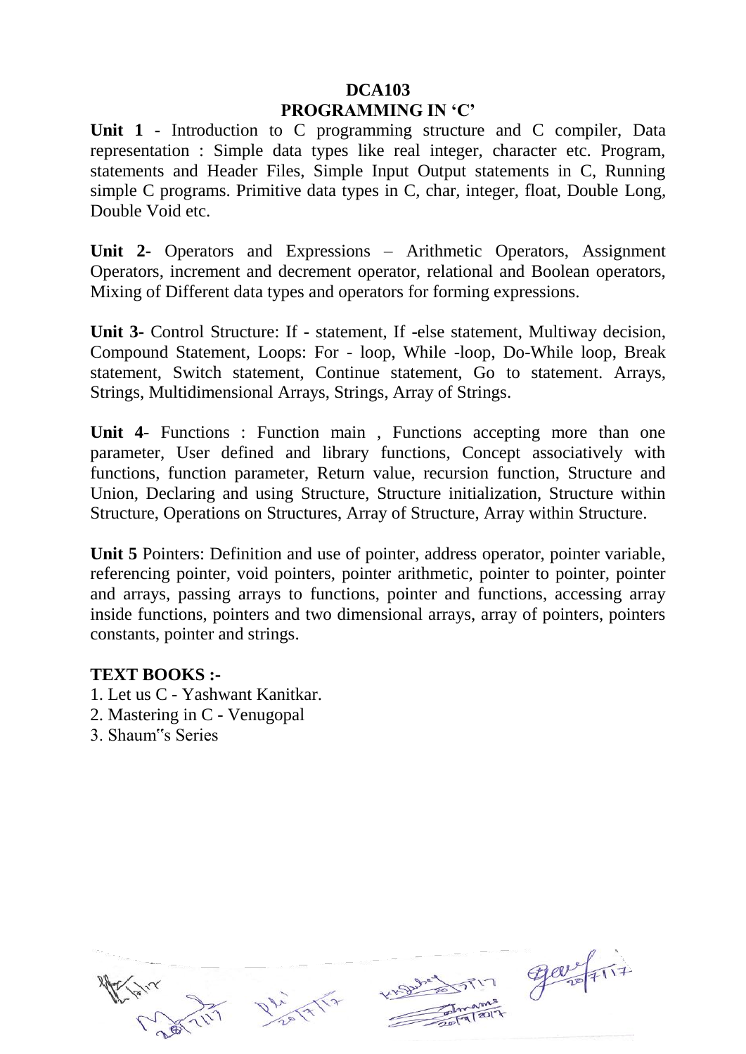# DCA103
## PROGRAMMING IN 'C'

**Unit 1 -** Introduction to C programming structure and C compiler, Data representation : Simple data types like real integer, character etc. Program, statements and Header Files, Simple Input Output statements in C, Running simple C programs. Primitive data types in C, char, integer, float, Double Long, Double Void etc.

**Unit 2-** Operators and Expressions – Arithmetic Operators, Assignment Operators, increment and decrement operator, relational and Boolean operators, Mixing of Different data types and operators for forming expressions.

**Unit 3**- Control Structure: If - statement, If -else statement, Multiway decision, Compound Statement, Loops: For - loop, While -loop, Do-While loop, Break statement, Switch statement, Continue statement, Go to statement. Arrays, Strings, Multidimensional Arrays, Strings, Array of Strings.

**Unit 4**- Functions : Function main , Functions accepting more than one parameter, User defined and library functions, Concept associatively with functions, function parameter, Return value, recursion function, Structure and Union, Declaring and using Structure, Structure initialization, Structure within Structure, Operations on Structures, Array of Structure, Array within Structure.

**Unit 5** Pointers: Definition and use of pointer, address operator, pointer variable, referencing pointer, void pointers, pointer arithmetic, pointer to pointer, pointer and arrays, passing arrays to functions, pointer and functions, accessing array inside functions, pointers and two dimensional arrays, array of pointers, pointers constants, pointer and strings.

**TEXT BOOKS :-**

1. Let us C - Yashwant Kanitkar.
2. Mastering in C - Venugopal
3. Shaum"s Series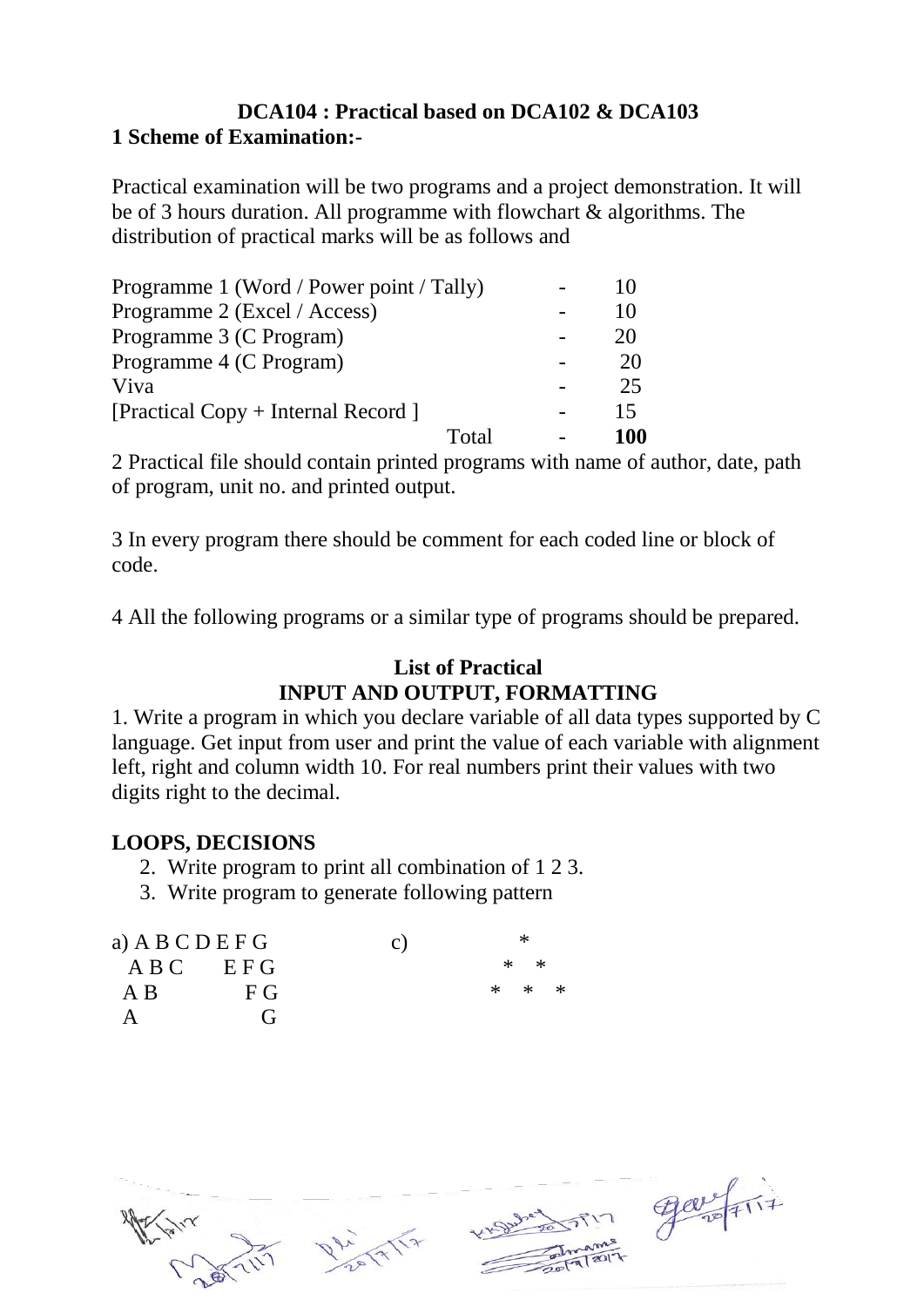**DCA104 : Practical based on DCA102 & DCA103**

**1 Scheme of Examination:-**

Practical examination will be two programs and a project demonstration. It will be of 3 hours duration. All programme with flowchart & algorithms. The distribution of practical marks will be as follows and

| | | |
|---|---|---|
| Programme 1 (Word / Power point / Tally) | - | 10 |
| Programme 2 (Excel / Access) | - | 10 |
| Programme 3 (C Program) | - | 20 |
| Programme 4 (C Program) | - | 20 |
| Viva | - | 25 |
| [Practical Copy + Internal Record ] | - | 15 |
| Total | - | **100** |

2 Practical file should contain printed programs with name of author, date, path of program, unit no. and printed output.

3 In every program there should be comment for each coded line or block of code.

4 All the following programs or a similar type of programs should be prepared.

**List of Practical**

**INPUT AND OUTPUT, FORMATTING**

1. Write a program in which you declare variable of all data types supported by C language. Get input from user and print the value of each variable with alignment left, right and column width 10. For real numbers print their values with two digits right to the decimal.

**LOOPS, DECISIONS**

2. Write program to print all combination of 1 2 3.
3. Write program to generate following pattern

```
a) A B C D E F G            c)        *
    A B C     E F G                  *   *
   A B           F G               *   *   *
   A               G
```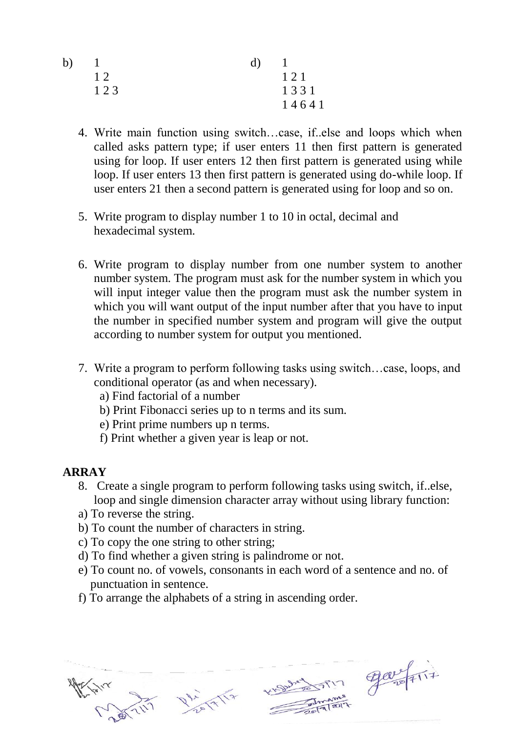b)

```
1
1 2
1 2 3
```

d)

```
1
1 2 1
1 3 3 1
1 4 6 4 1
```

4. Write main function using switch…case, if..else and loops which when called asks pattern type; if user enters 11 then first pattern is generated using for loop. If user enters 12 then first pattern is generated using while loop. If user enters 13 then first pattern is generated using do-while loop. If user enters 21 then a second pattern is generated using for loop and so on.

5. Write program to display number 1 to 10 in octal, decimal and hexadecimal system.

6. Write program to display number from one number system to another number system. The program must ask for the number system in which you will input integer value then the program must ask the number system in which you will want output of the input number after that you have to input the number in specified number system and program will give the output according to number system for output you mentioned.

7. Write a program to perform following tasks using switch…case, loops, and conditional operator (as and when necessary).
   a) Find factorial of a number
   b) Print Fibonacci series up to n terms and its sum.
   e) Print prime numbers up n terms.
   f) Print whether a given year is leap or not.

**ARRAY**

8. Create a single program to perform following tasks using switch, if..else, loop and single dimension character array without using library function:

a) To reverse the string.
b) To count the number of characters in string.
c) To copy the one string to other string;
d) To find whether a given string is palindrome or not.
e) To count no. of vowels, consonants in each word of a sentence and no. of punctuation in sentence.
f) To arrange the alphabets of a string in ascending order.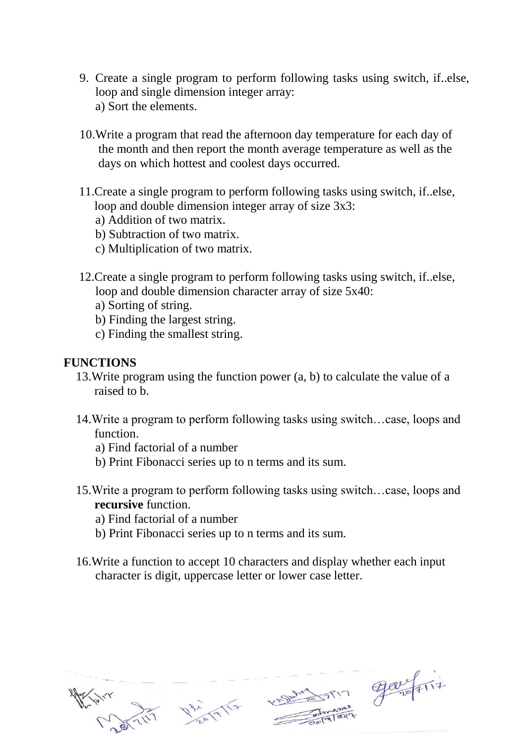9. Create a single program to perform following tasks using switch, if..else, loop and single dimension integer array:
   a) Sort the elements.

10. Write a program that read the afternoon day temperature for each day of the month and then report the month average temperature as well as the days on which hottest and coolest days occurred.

11. Create a single program to perform following tasks using switch, if..else, loop and double dimension integer array of size 3x3:
    a) Addition of two matrix.
    b) Subtraction of two matrix.
    c) Multiplication of two matrix.

12. Create a single program to perform following tasks using switch, if..else, loop and double dimension character array of size 5x40:
    a) Sorting of string.
    b) Finding the largest string.
    c) Finding the smallest string.

**FUNCTIONS**

13. Write program using the function power (a, b) to calculate the value of a raised to b.

14. Write a program to perform following tasks using switch…case, loops and function.
    a) Find factorial of a number
    b) Print Fibonacci series up to n terms and its sum.

15. Write a program to perform following tasks using switch…case, loops and **recursive** function.
    a) Find factorial of a number
    b) Print Fibonacci series up to n terms and its sum.

16. Write a function to accept 10 characters and display whether each input character is digit, uppercase letter or lower case letter.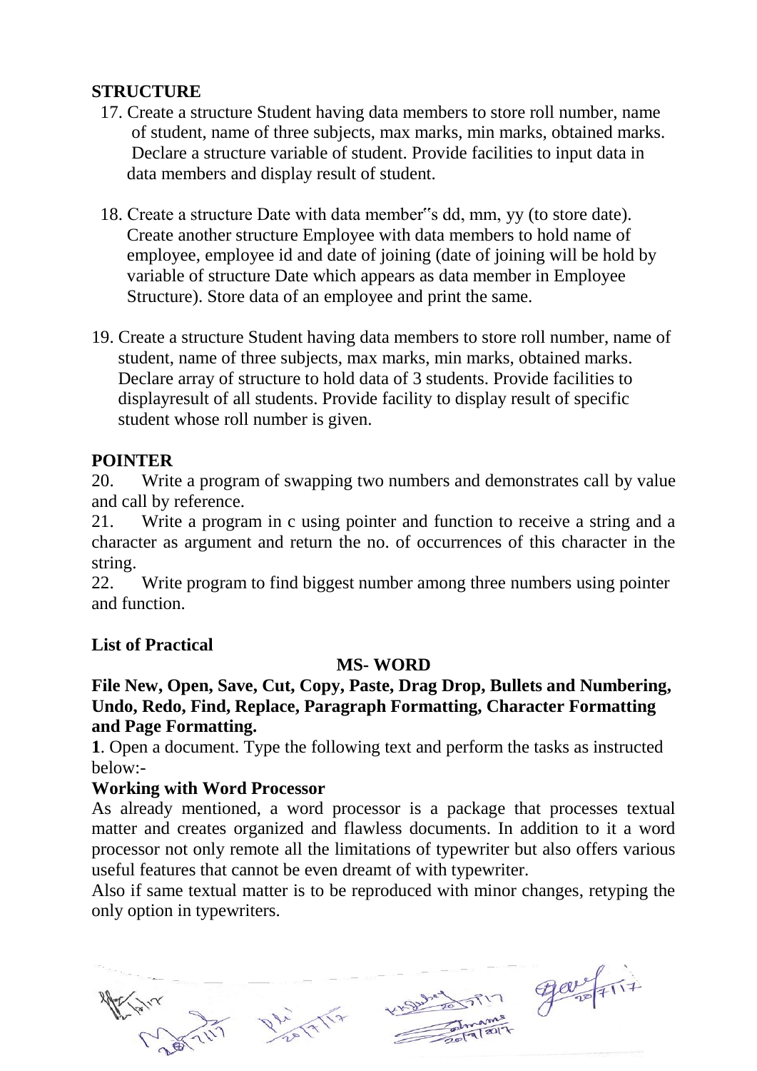**STRUCTURE**

17. Create a structure Student having data members to store roll number, name of student, name of three subjects, max marks, min marks, obtained marks. Declare a structure variable of student. Provide facilities to input data in data members and display result of student.

18. Create a structure Date with data member"s dd, mm, yy (to store date). Create another structure Employee with data members to hold name of employee, employee id and date of joining (date of joining will be hold by variable of structure Date which appears as data member in Employee Structure). Store data of an employee and print the same.

19. Create a structure Student having data members to store roll number, name of student, name of three subjects, max marks, min marks, obtained marks. Declare array of structure to hold data of 3 students. Provide facilities to displayresult of all students. Provide facility to display result of specific student whose roll number is given.

**POINTER**

20. Write a program of swapping two numbers and demonstrates call by value and call by reference.
21. Write a program in c using pointer and function to receive a string and a character as argument and return the no. of occurrences of this character in the string.
22. Write program to find biggest number among three numbers using pointer and function.

**List of Practical**

**MS- WORD**

**File New, Open, Save, Cut, Copy, Paste, Drag Drop, Bullets and Numbering, Undo, Redo, Find, Replace, Paragraph Formatting, Character Formatting and Page Formatting.**

**1**. Open a document. Type the following text and perform the tasks as instructed below:-

**Working with Word Processor**

As already mentioned, a word processor is a package that processes textual matter and creates organized and flawless documents. In addition to it a word processor not only remote all the limitations of typewriter but also offers various useful features that cannot be even dreamt of with typewriter.

Also if same textual matter is to be reproduced with minor changes, retyping the only option in typewriters.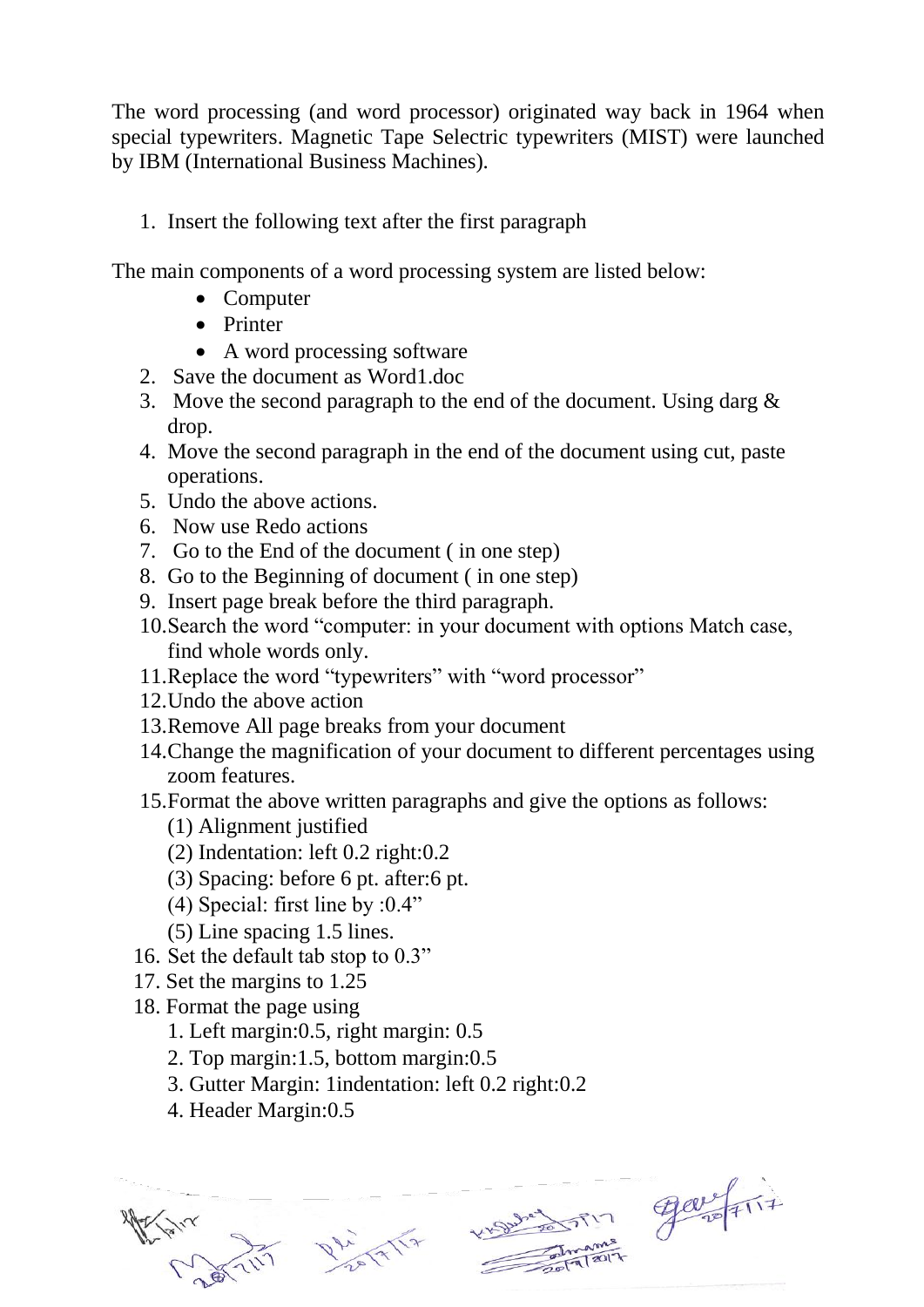The word processing (and word processor) originated way back in 1964 when special typewriters. Magnetic Tape Selectric typewriters (MIST) were launched by IBM (International Business Machines).

1. Insert the following text after the first paragraph

The main components of a word processing system are listed below:

- Computer
- Printer
- A word processing software

2. Save the document as Word1.doc
3. Move the second paragraph to the end of the document. Using darg & drop.
4. Move the second paragraph in the end of the document using cut, paste operations.
5. Undo the above actions.
6. Now use Redo actions
7. Go to the End of the document ( in one step)
8. Go to the Beginning of document ( in one step)
9. Insert page break before the third paragraph.
10. Search the word "computer: in your document with options Match case, find whole words only.
11. Replace the word "typewriters" with "word processor"
12. Undo the above action
13. Remove All page breaks from your document
14. Change the magnification of your document to different percentages using zoom features.
15. Format the above written paragraphs and give the options as follows:
    (1) Alignment justified
    (2) Indentation: left 0.2 right:0.2
    (3) Spacing: before 6 pt. after:6 pt.
    (4) Special: first line by :0.4"
    (5) Line spacing 1.5 lines.
16. Set the default tab stop to 0.3"
17. Set the margins to 1.25
18. Format the page using
    1. Left margin:0.5, right margin: 0.5
    2. Top margin:1.5, bottom margin:0.5
    3. Gutter Margin: 1indentation: left 0.2 right:0.2
    4. Header Margin:0.5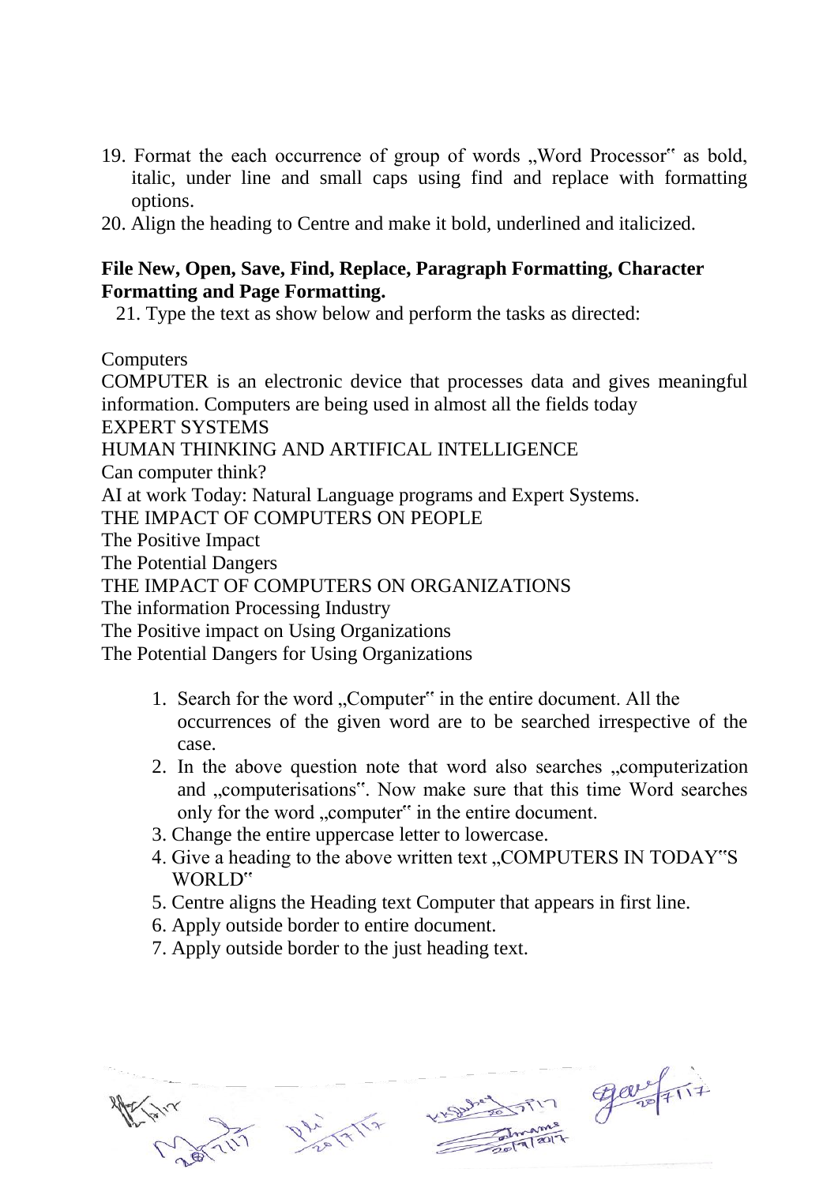19. Format the each occurrence of group of words „Word Processor‟ as bold, italic, under line and small caps using find and replace with formatting options.
20. Align the heading to Centre and make it bold, underlined and italicized.

**File New, Open, Save, Find, Replace, Paragraph Formatting, Character Formatting and Page Formatting.**

21. Type the text as show below and perform the tasks as directed:

Computers
COMPUTER is an electronic device that processes data and gives meaningful information. Computers are being used in almost all the fields today
EXPERT SYSTEMS
HUMAN THINKING AND ARTIFICAL INTELLIGENCE
Can computer think?
AI at work Today: Natural Language programs and Expert Systems.
THE IMPACT OF COMPUTERS ON PEOPLE
The Positive Impact
The Potential Dangers
THE IMPACT OF COMPUTERS ON ORGANIZATIONS
The information Processing Industry
The Positive impact on Using Organizations
The Potential Dangers for Using Organizations

1. Search for the word „Computer‟ in the entire document. All the occurrences of the given word are to be searched irrespective of the case.
2. In the above question note that word also searches „computerization and „computerisations‟. Now make sure that this time Word searches only for the word „computer‟ in the entire document.
3. Change the entire uppercase letter to lowercase.
4. Give a heading to the above written text „COMPUTERS IN TODAY‟S WORLD‟
5. Centre aligns the Heading text Computer that appears in first line.
6. Apply outside border to entire document.
7. Apply outside border to the just heading text.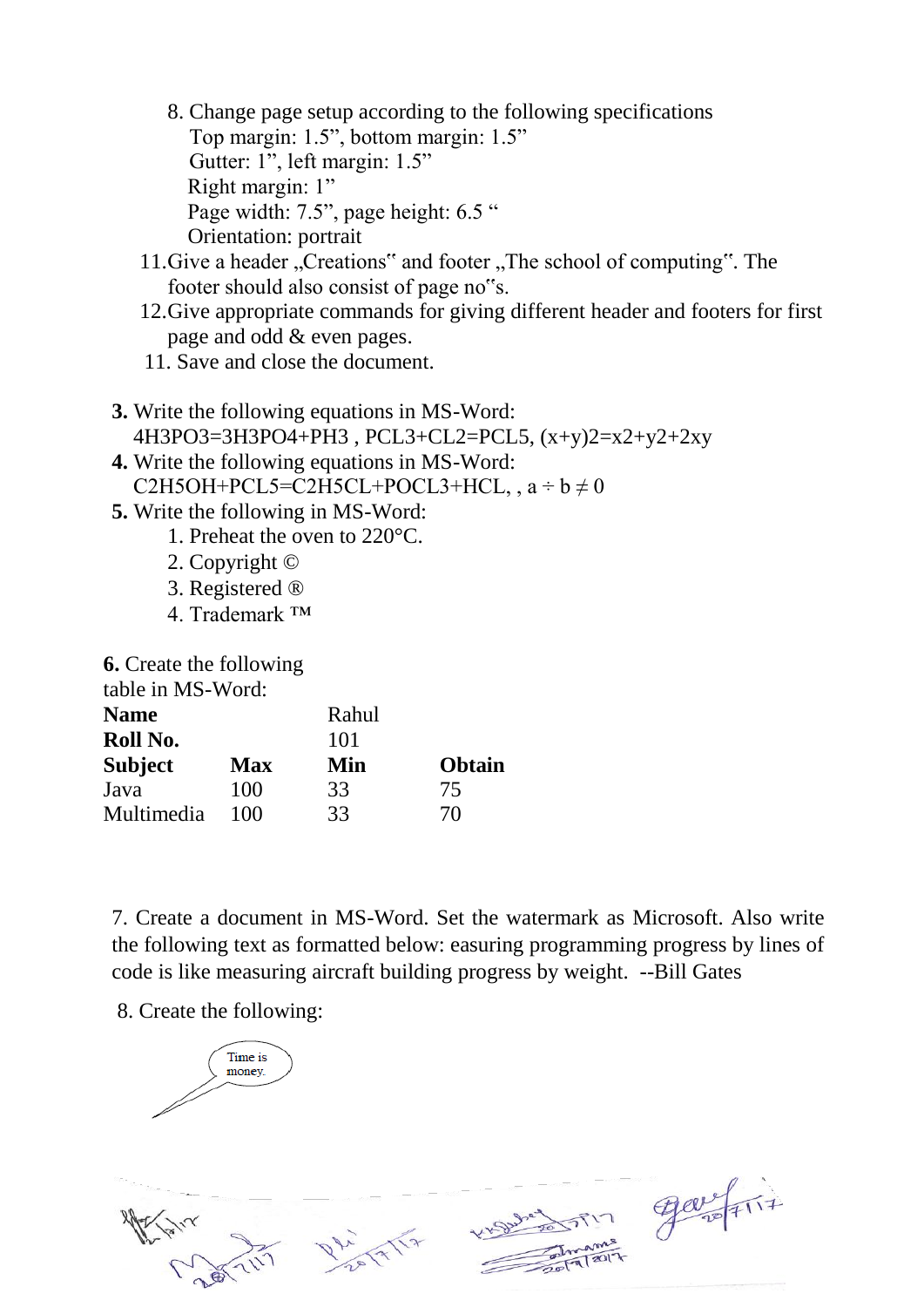8. Change page setup according to the following specifications
   Top margin: 1.5”, bottom margin: 1.5”
   Gutter: 1”, left margin: 1.5”
   Right margin: 1”
   Page width: 7.5”, page height: 6.5 “
   Orientation: portrait

11. Give a header „Creations‟ and footer „The school of computing‟. The footer should also consist of page no‟s.

12. Give appropriate commands for giving different header and footers for first page and odd & even pages.

11. Save and close the document.

**3.** Write the following equations in MS-Word:
4H3PO3=3H3PO4+PH3 , PCL3+CL2=PCL5, (x+y)2=x2+y2+2xy

**4.** Write the following equations in MS-Word:
C2H5OH+PCL5=C2H5CL+POCL3+HCL, , $a \div b \neq 0$

**5.** Write the following in MS-Word:

1. Preheat the oven to 220°C.
2. Copyright ©
3. Registered ®
4. Trademark ™

**6.** Create the following table in MS-Word:

| **Name** | | Rahul | |
|---|---|---|---|
| **Roll No.** | | 101 | |
| **Subject** | **Max** | **Min** | **Obtain** |
| Java | 100 | 33 | 75 |
| Multimedia | 100 | 33 | 70 |

7. Create a document in MS-Word. Set the watermark as Microsoft. Also write the following text as formatted below: easuring programming progress by lines of code is like measuring aircraft building progress by weight. --Bill Gates

8. Create the following:

Time is money.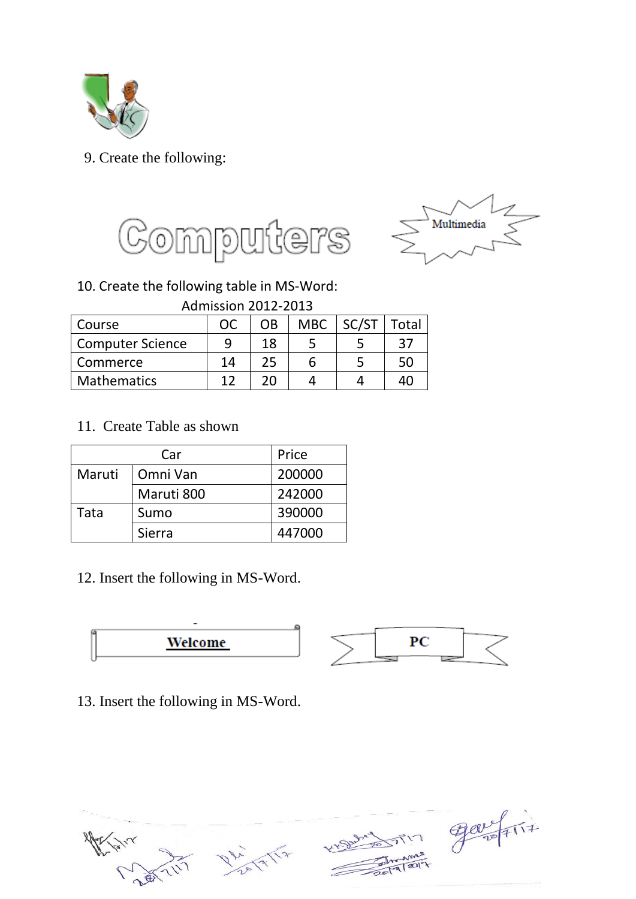9. Create the following:

Computers

Multimedia

10. Create the following table in MS-Word:

Admission 2012-2013

| Course | OC | OB | MBC | SC/ST | Total |
|---|---|---|---|---|---|
| Computer Science | 9 | 18 | 5 | 5 | 37 |
| Commerce | 14 | 25 | 6 | 5 | 50 |
| Mathematics | 12 | 20 | 4 | 4 | 40 |

11. Create Table as shown

| Car | | Price |
|---|---|---|
| Maruti | Omni Van | 200000 |
| | Maruti 800 | 242000 |
| Tata | Sumo | 390000 |
| | Sierra | 447000 |

12. Insert the following in MS-Word.

**Welcome**

**PC**

13. Insert the following in MS-Word.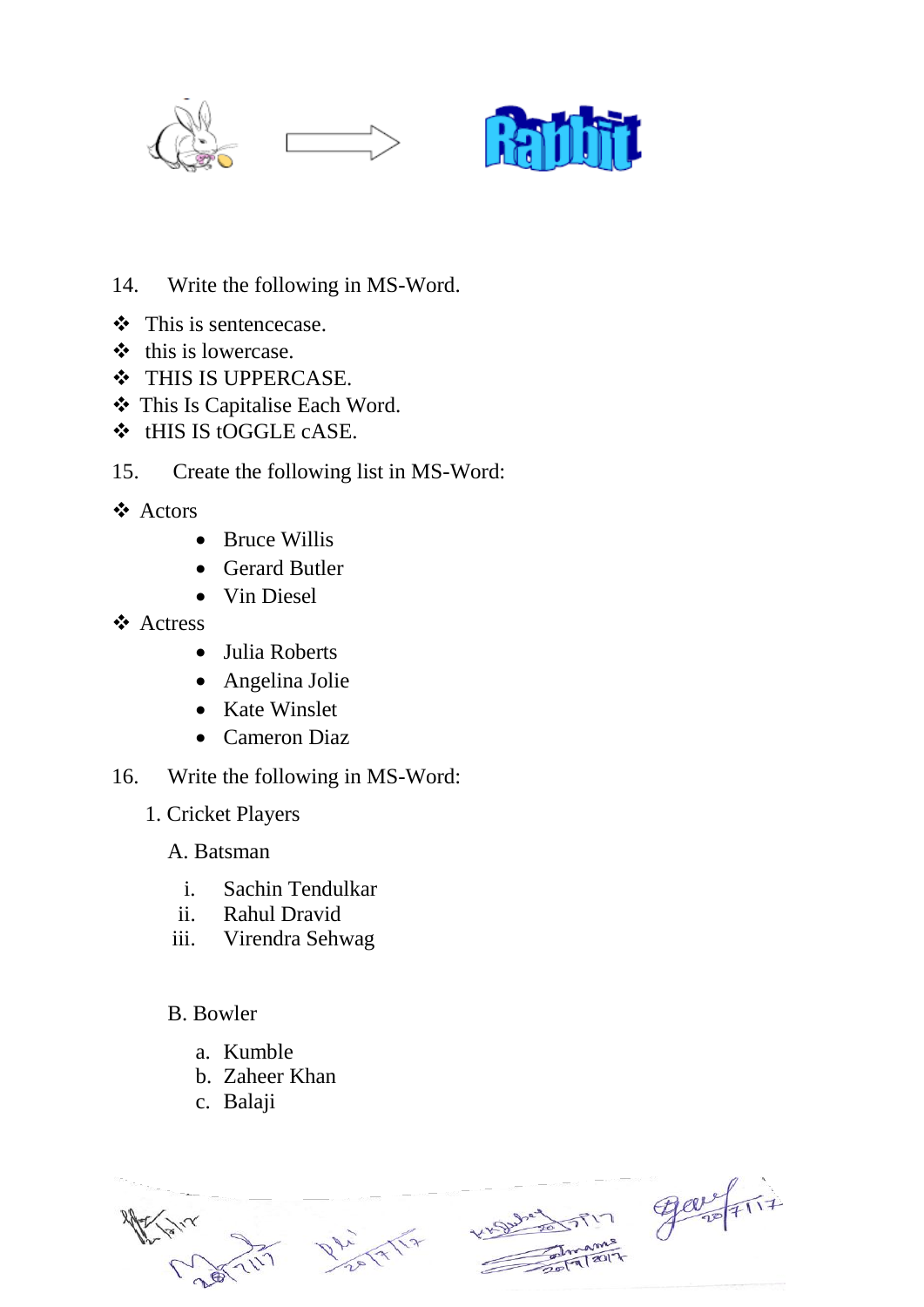14. Write the following in MS-Word.

❖ This is sentencecase.
❖ this is lowercase.
❖ THIS IS UPPERCASE.
❖ This Is Capitalise Each Word.
❖ tHIS IS tOGGLE cASE.

15. Create the following list in MS-Word:

❖ Actors
    - Bruce Willis
    - Gerard Butler
    - Vin Diesel

❖ Actress
    - Julia Roberts
    - Angelina Jolie
    - Kate Winslet
    - Cameron Diaz

16. Write the following in MS-Word:

1. Cricket Players

    A. Batsman

        i. Sachin Tendulkar
        ii. Rahul Dravid
        iii. Virendra Sehwag

    B. Bowler

        a. Kumble
        b. Zaheer Khan
        c. Balaji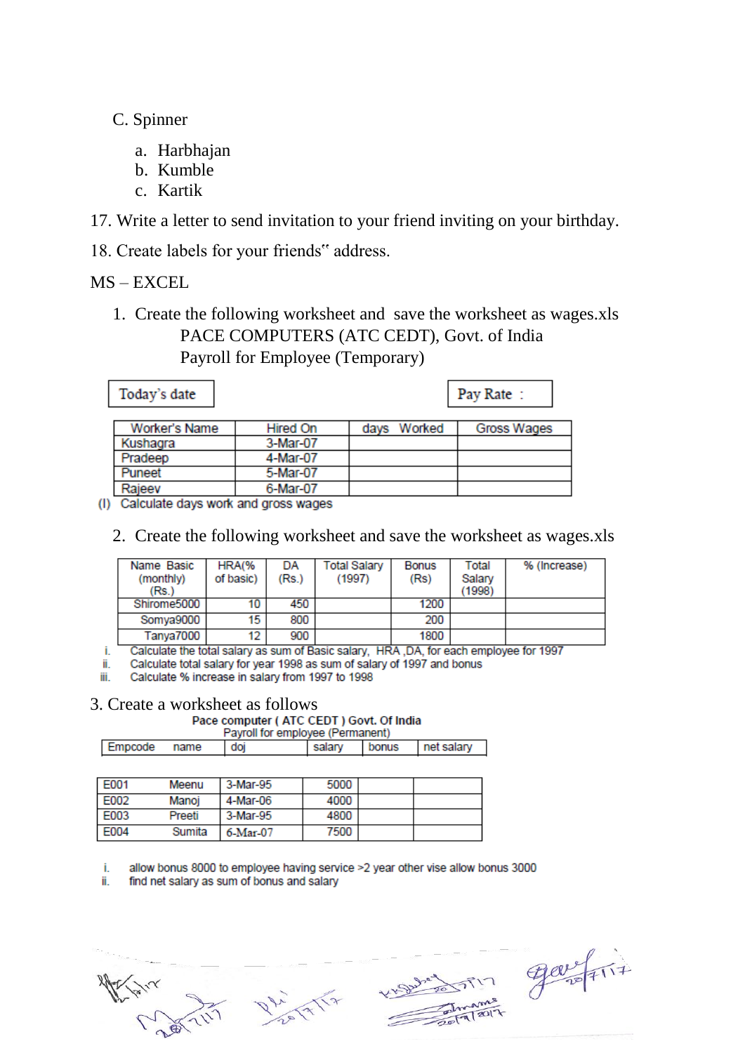C. Spinner

a. Harbhajan
b. Kumble
c. Kartik

17. Write a letter to send invitation to your friend inviting on your birthday.

18. Create labels for your friends" address.

MS – EXCEL

1. Create the following worksheet and save the worksheet as wages.xls

PACE COMPUTERS (ATC CEDT), Govt. of India
Payroll for Employee (Temporary)

| Today's date |
|---|

| Pay Rate : |
|---|

| Worker's Name | Hired On | days Worked | Gross Wages |
|---|---|---|---|
| Kushagra | 3-Mar-07 | | |
| Pradeep | 4-Mar-07 | | |
| Puneet | 5-Mar-07 | | |
| Rajeev | 6-Mar-07 | | |

(I) Calculate days work and gross wages

2. Create the following worksheet and save the worksheet as wages.xls

| Name Basic (monthly) (Rs.) | HRA(% of basic) | DA (Rs.) | Total Salary (1997) | Bonus (Rs) | Total Salary (1998) | % (Increase) |
|---|---|---|---|---|---|---|
| Shirome5000 | 10 | 450 | | 1200 | | |
| Somya9000 | 15 | 800 | | 200 | | |
| Tanya7000 | 12 | 900 | | 1800 | | |

i. Calculate the total salary as sum of Basic salary, HRA ,DA, for each employee for 1997
ii. Calculate total salary for year 1998 as sum of salary of 1997 and bonus
iii. Calculate % increase in salary from 1997 to 1998

3. Create a worksheet as follows

**Pace computer ( ATC CEDT ) Govt. Of India**
Payroll for employee (Permanent)

| Empcode | name | doj | salary | bonus | net salary |
|---|---|---|---|---|---|
| E001 | Meenu | 3-Mar-95 | 5000 | | |
| E002 | Manoj | 4-Mar-06 | 4000 | | |
| E003 | Preeti | 3-Mar-95 | 4800 | | |
| E004 | Sumita | 6-Mar-07 | 7500 | | |

i. allow bonus 8000 to employee having service >2 year other vise allow bonus 3000
ii. find net salary as sum of bonus and salary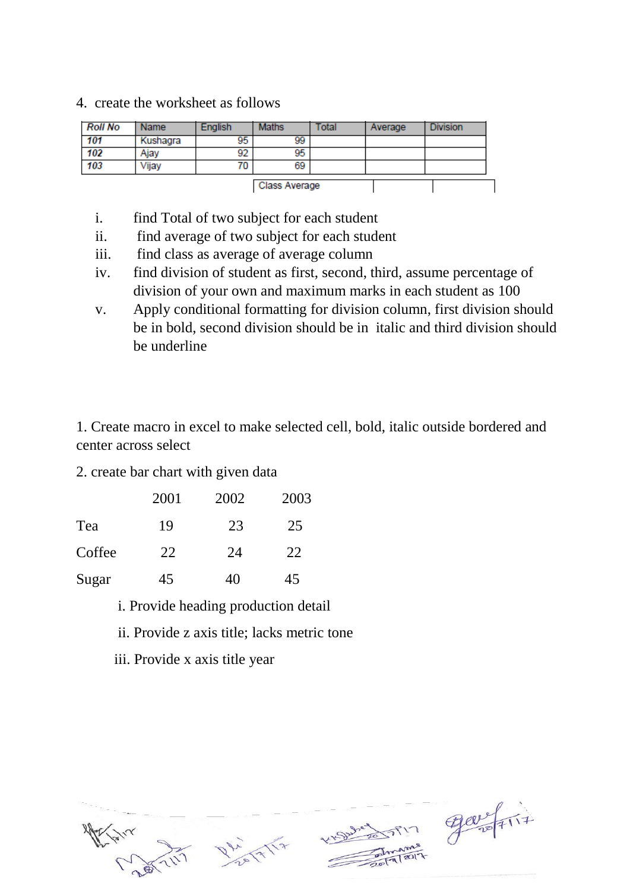4. create the worksheet as follows

| *Roll No* | Name | English | Maths | Total | Average | Division |
|---|---|---|---|---|---|---|
| *101* | Kushagra | 95 | 99 | | | |
| *102* | Ajay | 92 | 95 | | | |
| *103* | Vijay | 70 | 69 | | | |
| | | | Class Average | | | |

i. find Total of two subject for each student
ii. find average of two subject for each student
iii. find class as average of average column
iv. find division of student as first, second, third, assume percentage of division of your own and maximum marks in each student as 100
v. Apply conditional formatting for division column, first division should be in bold, second division should be in italic and third division should be underline

1. Create macro in excel to make selected cell, bold, italic outside bordered and center across select

2. create bar chart with given data

| | 2001 | 2002 | 2003 |
|---|---|---|---|
| Tea | 19 | 23 | 25 |
| Coffee | 22 | 24 | 22 |
| Sugar | 45 | 40 | 45 |

i. Provide heading production detail

ii. Provide z axis title; lacks metric tone

iii. Provide x axis title year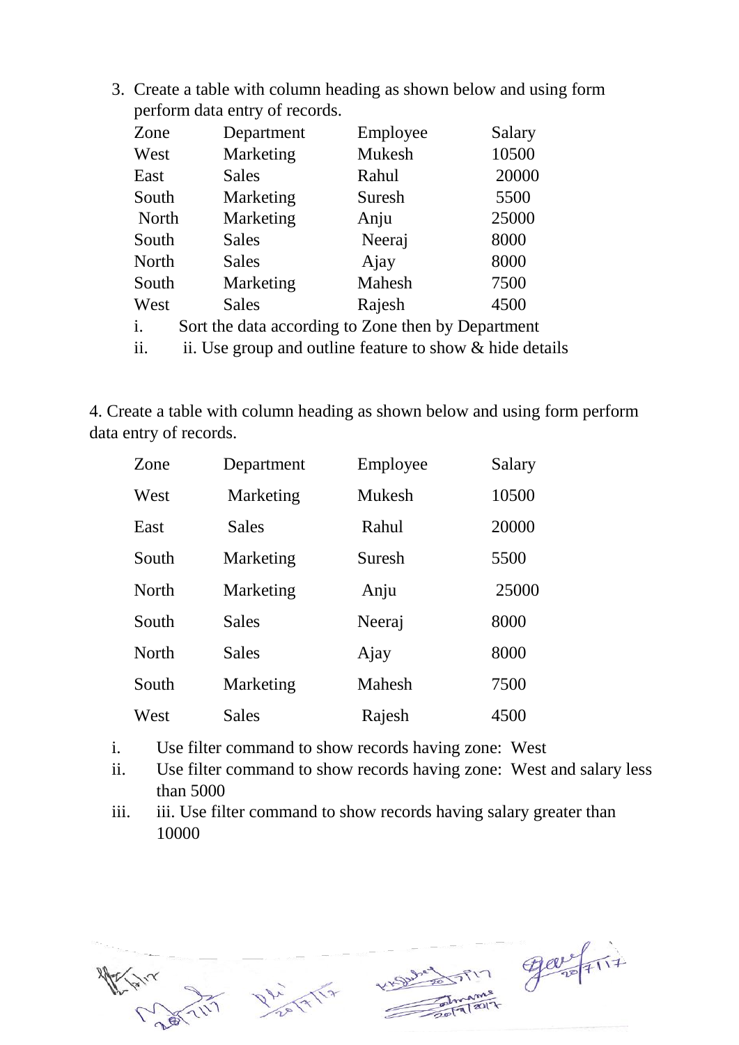3. Create a table with column heading as shown below and using form perform data entry of records.

| Zone | Department | Employee | Salary |
|---|---|---|---|
| West | Marketing | Mukesh | 10500 |
| East | Sales | Rahul | 20000 |
| South | Marketing | Suresh | 5500 |
| North | Marketing | Anju | 25000 |
| South | Sales | Neeraj | 8000 |
| North | Sales | Ajay | 8000 |
| South | Marketing | Mahesh | 7500 |
| West | Sales | Rajesh | 4500 |

i. Sort the data according to Zone then by Department

ii. ii. Use group and outline feature to show & hide details

4. Create a table with column heading as shown below and using form perform data entry of records.

| Zone | Department | Employee | Salary |
|---|---|---|---|
| West | Marketing | Mukesh | 10500 |
| East | Sales | Rahul | 20000 |
| South | Marketing | Suresh | 5500 |
| North | Marketing | Anju | 25000 |
| South | Sales | Neeraj | 8000 |
| North | Sales | Ajay | 8000 |
| South | Marketing | Mahesh | 7500 |
| West | Sales | Rajesh | 4500 |

i. Use filter command to show records having zone: West

ii. Use filter command to show records having zone: West and salary less than 5000

iii. iii. Use filter command to show records having salary greater than 10000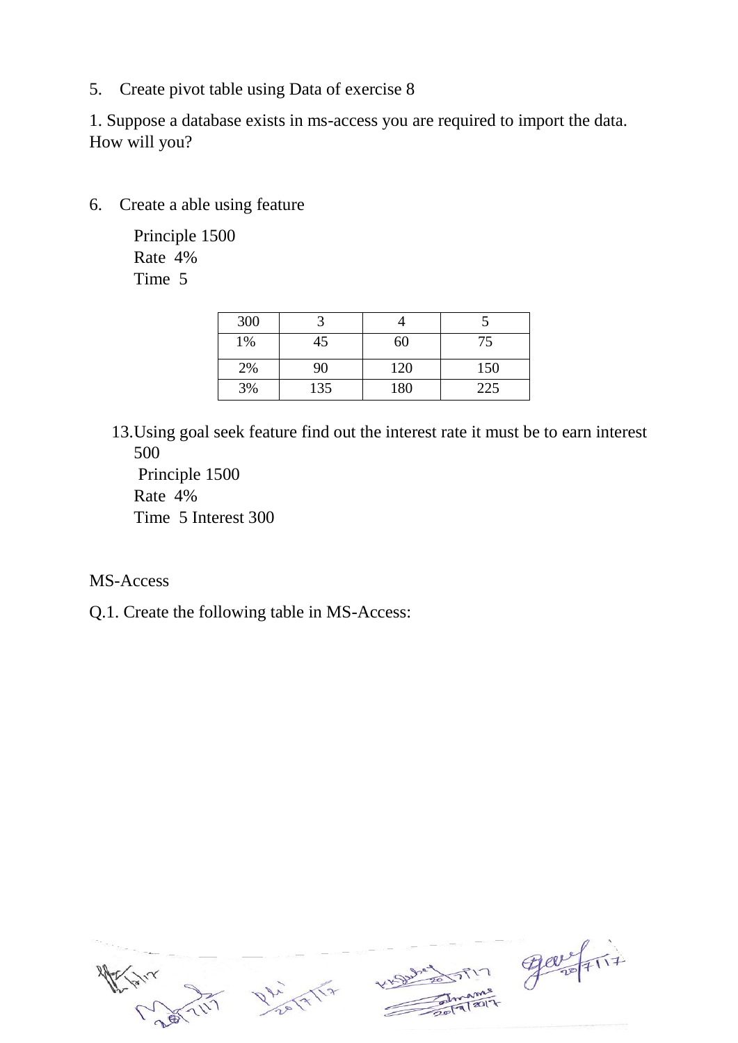5. Create pivot table using Data of exercise 8

1. Suppose a database exists in ms-access you are required to import the data. How will you?

6. Create a able using feature

   Principle 1500
   Rate 4%
   Time 5

| 300 | 3 | 4 | 5 |
|---|---|---|---|
| 1% | 45 | 60 | 75 |
| 2% | 90 | 120 | 150 |
| 3% | 135 | 180 | 225 |

13. Using goal seek feature find out the interest rate it must be to earn interest 500
    Principle 1500
    Rate 4%
    Time 5 Interest 300

MS-Access

Q.1. Create the following table in MS-Access: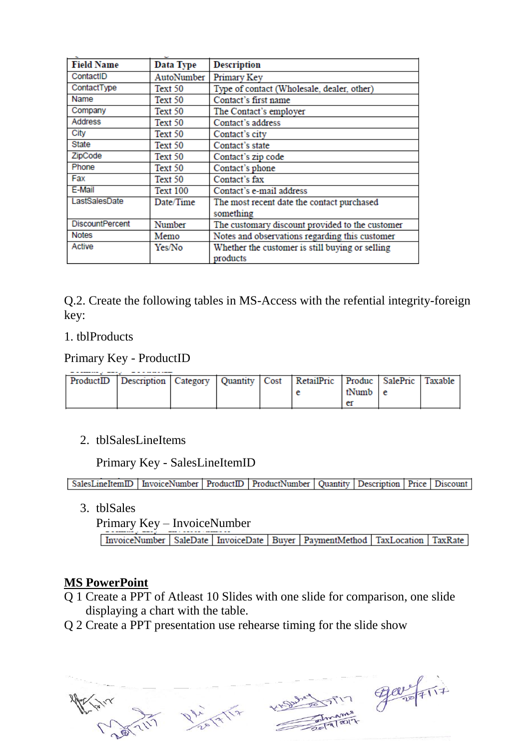| Field Name | Data Type | Description |
|---|---|---|
| ContactID | AutoNumber | Primary Key |
| ContactType | Text 50 | Type of contact (Wholesale, dealer, other) |
| Name | Text 50 | Contact's first name |
| Company | Text 50 | The Contact's employer |
| Address | Text 50 | Contact's address |
| City | Text 50 | Contact's city |
| State | Text 50 | Contact's state |
| ZipCode | Text 50 | Contact's zip code |
| Phone | Text 50 | Contact's phone |
| Fax | Text 50 | Contact's fax |
| E-Mail | Text 100 | Contact's e-mail address |
| LastSalesDate | Date/Time | The most recent date the contact purchased something |
| DiscountPercent | Number | The customary discount provided to the customer |
| Notes | Memo | Notes and observations regarding this customer |
| Active | Yes/No | Whether the customer is still buying or selling products |

Q.2. Create the following tables in MS-Access with the refential integrity-foreign key:

1. tblProducts

Primary Key - ProductID

| ProductID | Description | Category | Quantity | Cost | RetailPrice | ProductNumber | SalePrice | Taxable |
|---|---|---|---|---|---|---|---|---|
| | | | | | | | | |

2. tblSalesLineItems

   Primary Key - SalesLineItemID

| SalesLineItemID | InvoiceNumber | ProductID | ProductNumber | Quantity | Description | Price | Discount |
|---|---|---|---|---|---|---|---|

3. tblSales

   Primary Key – InvoiceNumber

| InvoiceNumber | SaleDate | InvoiceDate | Buyer | PaymentMethod | TaxLocation | TaxRate |
|---|---|---|---|---|---|---|

**MS PowerPoint**

Q 1 Create a PPT of Atleast 10 Slides with one slide for comparison, one slide displaying a chart with the table.

Q 2 Create a PPT presentation use rehearse timing for the slide show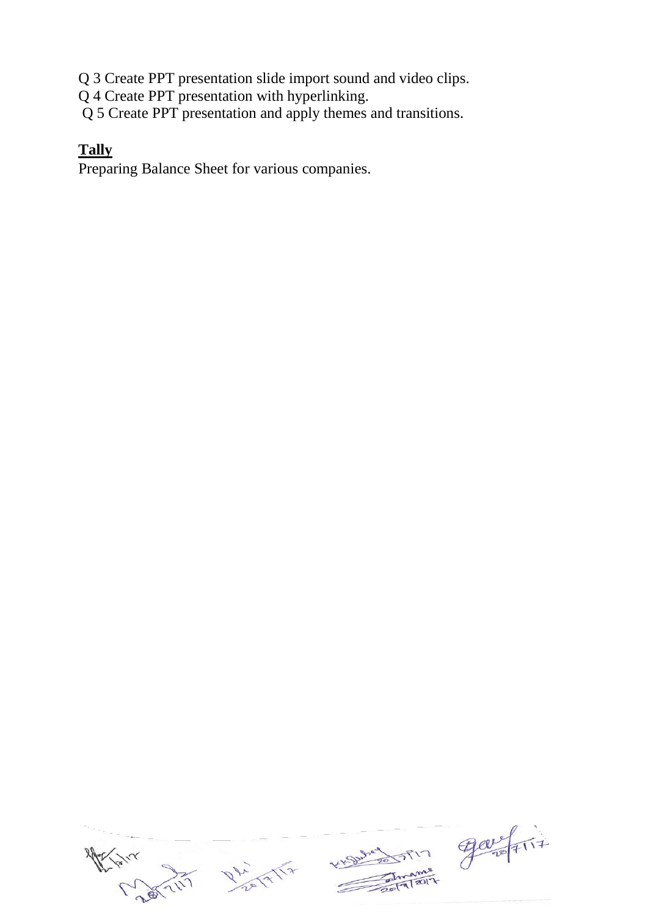Q 3 Create PPT presentation slide import sound and video clips.
Q 4 Create PPT presentation with hyperlinking.
Q 5 Create PPT presentation and apply themes and transitions.

**Tally**

Preparing Balance Sheet for various companies.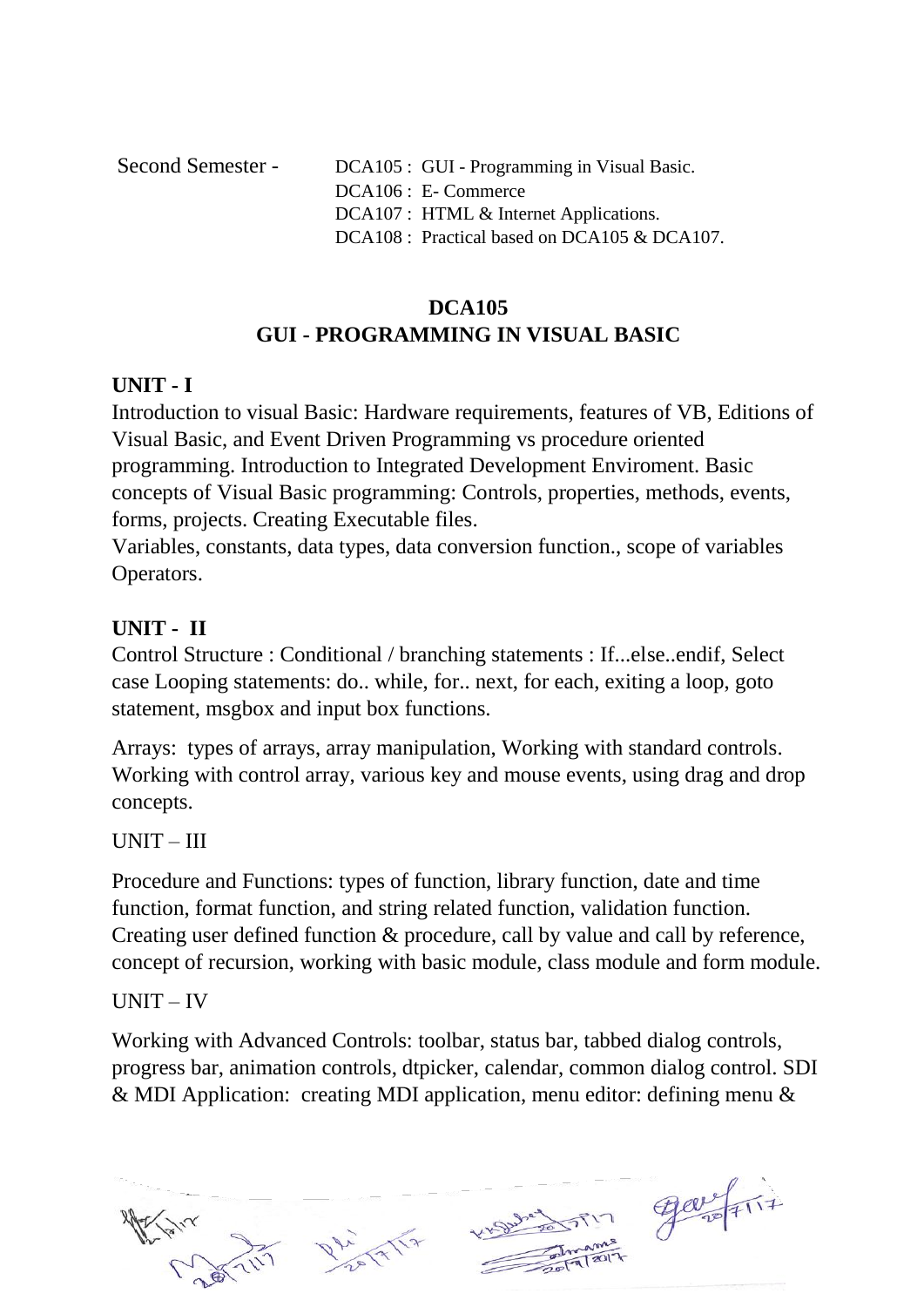Second Semester -

- DCA105 : GUI - Programming in Visual Basic.
- DCA106 : E- Commerce
- DCA107 : HTML & Internet Applications.
- DCA108 : Practical based on DCA105 & DCA107.

## DCA105
## GUI - PROGRAMMING IN VISUAL BASIC

**UNIT - I**

Introduction to visual Basic: Hardware requirements, features of VB, Editions of Visual Basic, and Event Driven Programming vs procedure oriented programming. Introduction to Integrated Development Enviroment. Basic concepts of Visual Basic programming: Controls, properties, methods, events, forms, projects. Creating Executable files.

Variables, constants, data types, data conversion function., scope of variables Operators.

**UNIT - II**

Control Structure : Conditional / branching statements : If...else..endif, Select case Looping statements: do.. while, for.. next, for each, exiting a loop, goto statement, msgbox and input box functions.

Arrays: types of arrays, array manipulation, Working with standard controls. Working with control array, various key and mouse events, using drag and drop concepts.

UNIT – III

Procedure and Functions: types of function, library function, date and time function, format function, and string related function, validation function. Creating user defined function & procedure, call by value and call by reference, concept of recursion, working with basic module, class module and form module.

UNIT – IV

Working with Advanced Controls: toolbar, status bar, tabbed dialog controls, progress bar, animation controls, dtpicker, calendar, common dialog control. SDI & MDI Application: creating MDI application, menu editor: defining menu &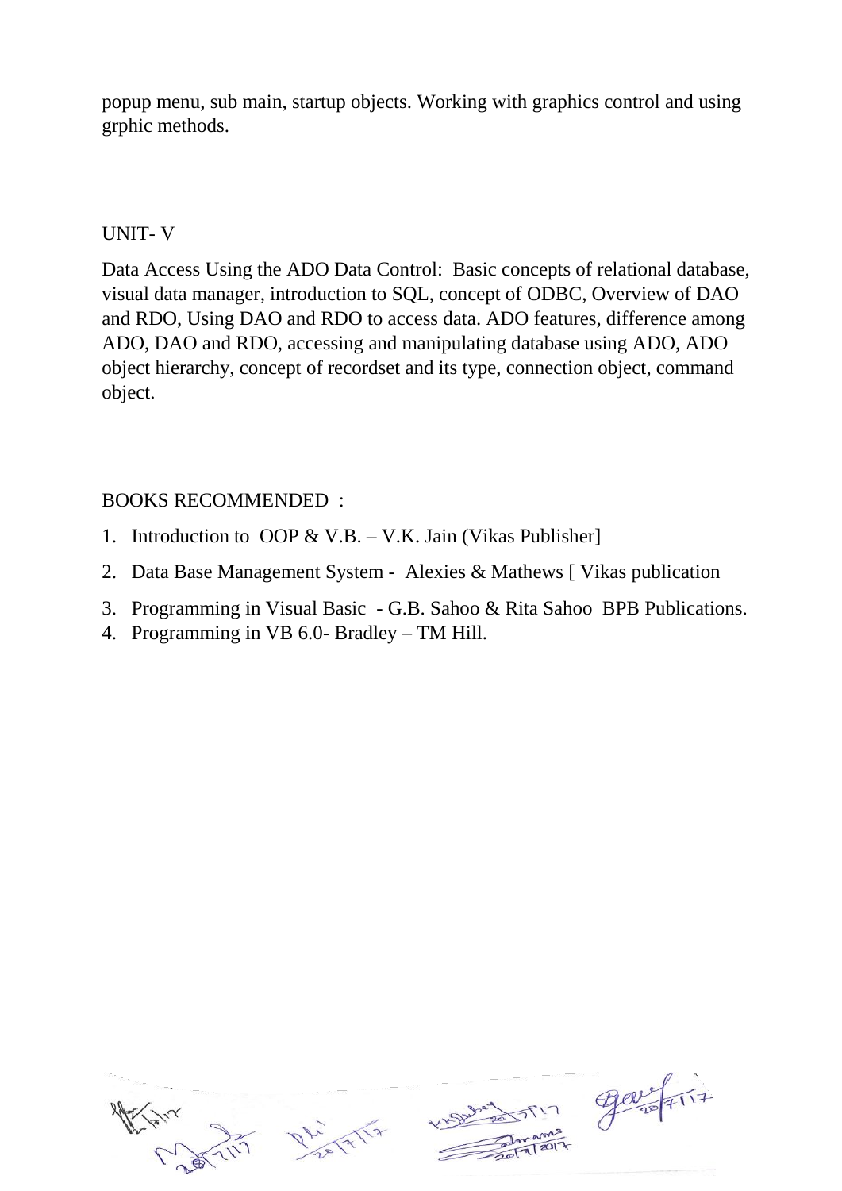popup menu, sub main, startup objects. Working with graphics control and using grphic methods.

UNIT- V

Data Access Using the ADO Data Control: Basic concepts of relational database, visual data manager, introduction to SQL, concept of ODBC, Overview of DAO and RDO, Using DAO and RDO to access data. ADO features, difference among ADO, DAO and RDO, accessing and manipulating database using ADO, ADO object hierarchy, concept of recordset and its type, connection object, command object.

BOOKS RECOMMENDED :

1. Introduction to OOP & V.B. – V.K. Jain (Vikas Publisher]
2. Data Base Management System - Alexies & Mathews [ Vikas publication
3. Programming in Visual Basic - G.B. Sahoo & Rita Sahoo BPB Publications.
4. Programming in VB 6.0- Bradley – TM Hill.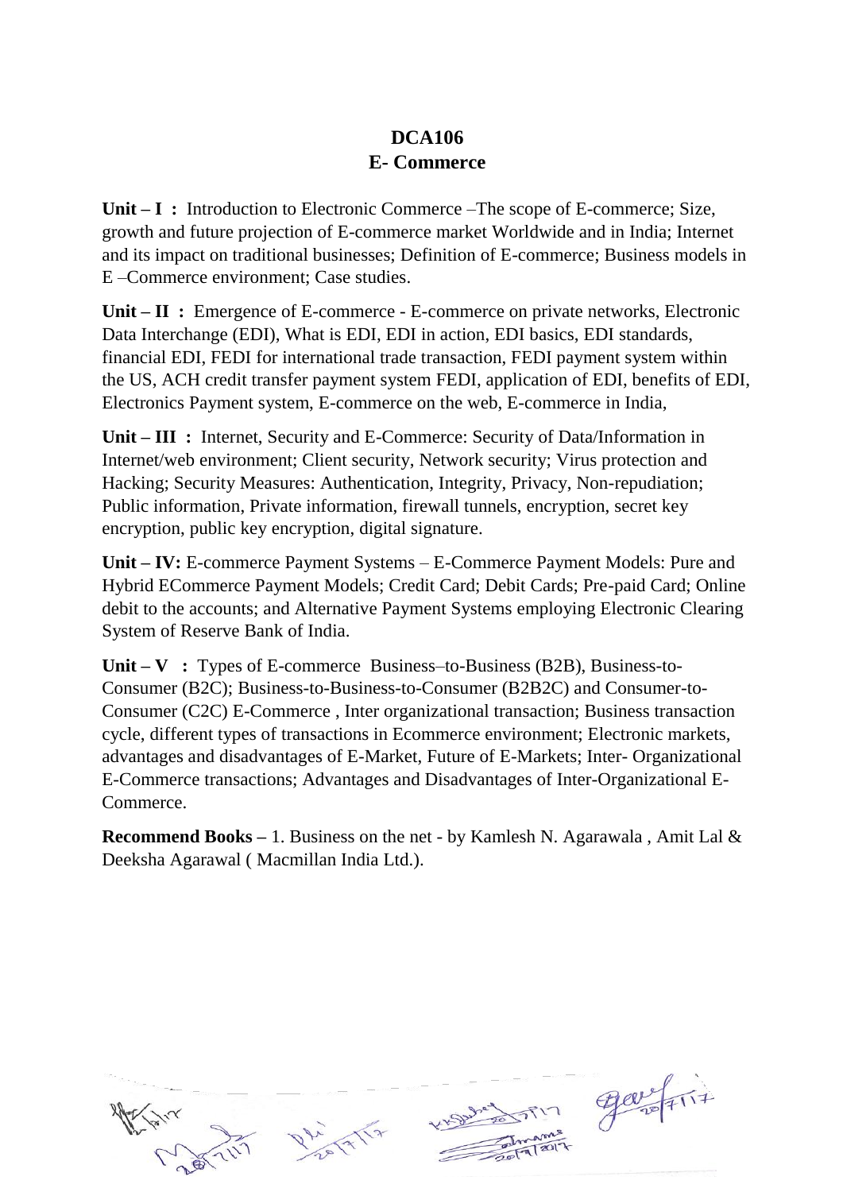# DCA106
## E- Commerce

**Unit – I :** Introduction to Electronic Commerce –The scope of E-commerce; Size, growth and future projection of E-commerce market Worldwide and in India; Internet and its impact on traditional businesses; Definition of E-commerce; Business models in E –Commerce environment; Case studies.

**Unit – II :** Emergence of E-commerce - E-commerce on private networks, Electronic Data Interchange (EDI), What is EDI, EDI in action, EDI basics, EDI standards, financial EDI, FEDI for international trade transaction, FEDI payment system within the US, ACH credit transfer payment system FEDI, application of EDI, benefits of EDI, Electronics Payment system, E-commerce on the web, E-commerce in India,

**Unit – III :** Internet, Security and E-Commerce: Security of Data/Information in Internet/web environment; Client security, Network security; Virus protection and Hacking; Security Measures: Authentication, Integrity, Privacy, Non-repudiation; Public information, Private information, firewall tunnels, encryption, secret key encryption, public key encryption, digital signature.

**Unit – IV:** E-commerce Payment Systems – E-Commerce Payment Models: Pure and Hybrid ECommerce Payment Models; Credit Card; Debit Cards; Pre-paid Card; Online debit to the accounts; and Alternative Payment Systems employing Electronic Clearing System of Reserve Bank of India.

**Unit – V :** Types of E-commerce Business–to-Business (B2B), Business-to-Consumer (B2C); Business-to-Business-to-Consumer (B2B2C) and Consumer-to-Consumer (C2C) E-Commerce , Inter organizational transaction; Business transaction cycle, different types of transactions in Ecommerce environment; Electronic markets, advantages and disadvantages of E-Market, Future of E-Markets; Inter- Organizational E-Commerce transactions; Advantages and Disadvantages of Inter-Organizational E-Commerce.

**Recommend Books –** 1. Business on the net - by Kamlesh N. Agarawala , Amit Lal & Deeksha Agarawal ( Macmillan India Ltd.).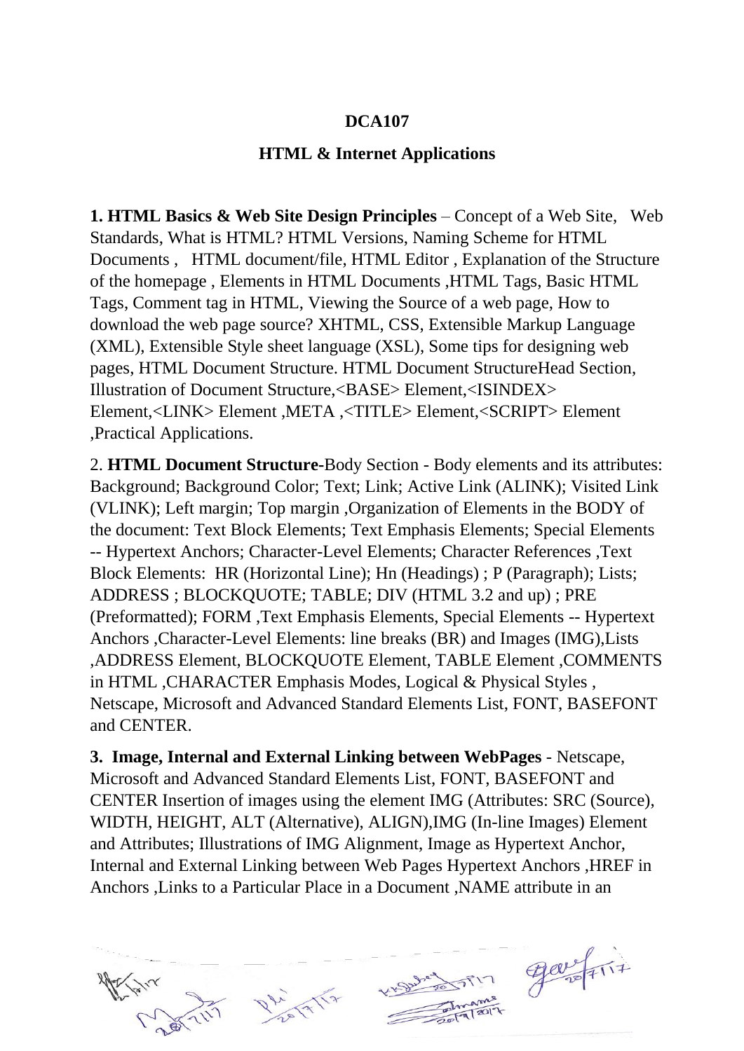**DCA107**

**HTML & Internet Applications**

**1. HTML Basics & Web Site Design Principles** – Concept of a Web Site, Web Standards, What is HTML? HTML Versions, Naming Scheme for HTML Documents , HTML document/file, HTML Editor , Explanation of the Structure of the homepage , Elements in HTML Documents ,HTML Tags, Basic HTML Tags, Comment tag in HTML, Viewing the Source of a web page, How to download the web page source? XHTML, CSS, Extensible Markup Language (XML), Extensible Style sheet language (XSL), Some tips for designing web pages, HTML Document Structure. HTML Document StructureHead Section, Illustration of Document Structure,<BASE> Element,<ISINDEX> Element,<LINK> Element ,META ,<TITLE> Element,<SCRIPT> Element ,Practical Applications.

2. **HTML Document Structure**-Body Section - Body elements and its attributes: Background; Background Color; Text; Link; Active Link (ALINK); Visited Link (VLINK); Left margin; Top margin ,Organization of Elements in the BODY of the document: Text Block Elements; Text Emphasis Elements; Special Elements -- Hypertext Anchors; Character-Level Elements; Character References ,Text Block Elements: HR (Horizontal Line); Hn (Headings) ; P (Paragraph); Lists; ADDRESS ; BLOCKQUOTE; TABLE; DIV (HTML 3.2 and up) ; PRE (Preformatted); FORM ,Text Emphasis Elements, Special Elements -- Hypertext Anchors ,Character-Level Elements: line breaks (BR) and Images (IMG),Lists ,ADDRESS Element, BLOCKQUOTE Element, TABLE Element ,COMMENTS in HTML ,CHARACTER Emphasis Modes, Logical & Physical Styles , Netscape, Microsoft and Advanced Standard Elements List, FONT, BASEFONT and CENTER.

**3. Image, Internal and External Linking between WebPages** - Netscape, Microsoft and Advanced Standard Elements List, FONT, BASEFONT and CENTER Insertion of images using the element IMG (Attributes: SRC (Source), WIDTH, HEIGHT, ALT (Alternative), ALIGN),IMG (In-line Images) Element and Attributes; Illustrations of IMG Alignment, Image as Hypertext Anchor, Internal and External Linking between Web Pages Hypertext Anchors ,HREF in Anchors ,Links to a Particular Place in a Document ,NAME attribute in an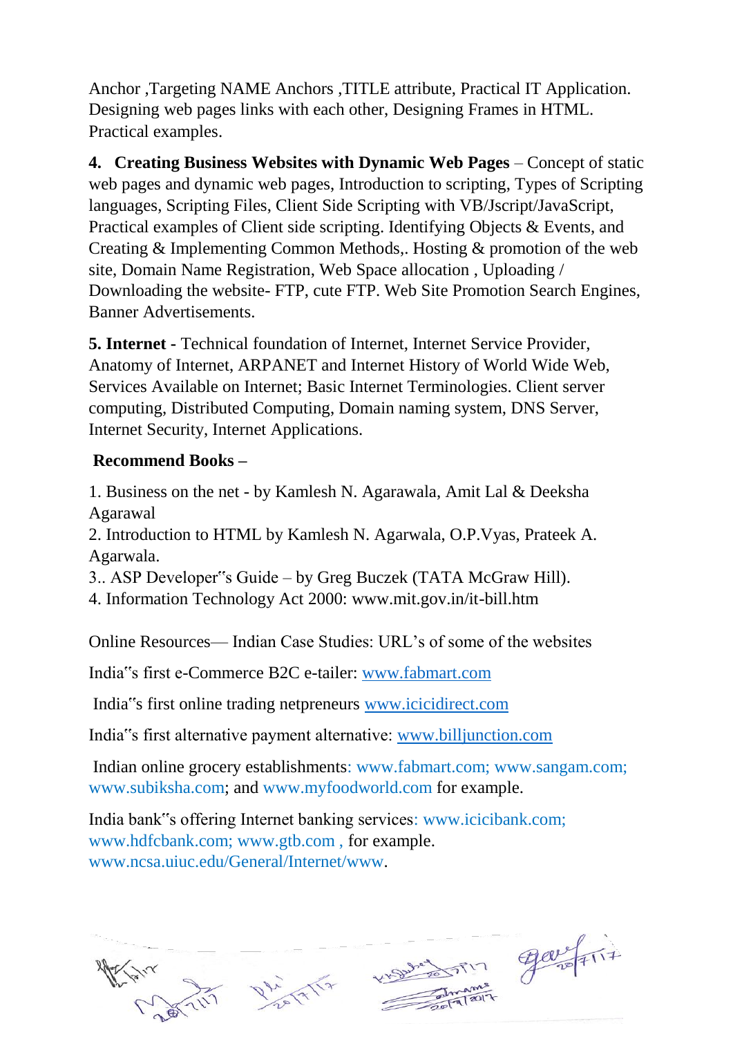Anchor ,Targeting NAME Anchors ,TITLE attribute, Practical IT Application. Designing web pages links with each other, Designing Frames in HTML. Practical examples.

**4. Creating Business Websites with Dynamic Web Pages** – Concept of static web pages and dynamic web pages, Introduction to scripting, Types of Scripting languages, Scripting Files, Client Side Scripting with VB/Jscript/JavaScript, Practical examples of Client side scripting. Identifying Objects & Events, and Creating & Implementing Common Methods,. Hosting & promotion of the web site, Domain Name Registration, Web Space allocation , Uploading / Downloading the website- FTP, cute FTP. Web Site Promotion Search Engines, Banner Advertisements.

**5. Internet** - Technical foundation of Internet, Internet Service Provider, Anatomy of Internet, ARPANET and Internet History of World Wide Web, Services Available on Internet; Basic Internet Terminologies. Client server computing, Distributed Computing, Domain naming system, DNS Server, Internet Security, Internet Applications.

**Recommend Books –**

1. Business on the net - by Kamlesh N. Agarawala, Amit Lal & Deeksha Agarawal
2. Introduction to HTML by Kamlesh N. Agarwala, O.P.Vyas, Prateek A. Agarwala.
3.. ASP Developer‟s Guide – by Greg Buczek (TATA McGraw Hill).
4. Information Technology Act 2000: www.mit.gov.in/it-bill.htm

Online Resources— Indian Case Studies: URL's of some of the websites

India‟s first e-Commerce B2C e-tailer: www.fabmart.com

India‟s first online trading netpreneurs www.icicidirect.com

India‟s first alternative payment alternative: www.billjunction.com

Indian online grocery establishments: www.fabmart.com; www.sangam.com; www.subiksha.com; and www.myfoodworld.com for example.

India bank‟s offering Internet banking services: www.icicibank.com; www.hdfcbank.com; www.gtb.com , for example. www.ncsa.uiuc.edu/General/Internet/www.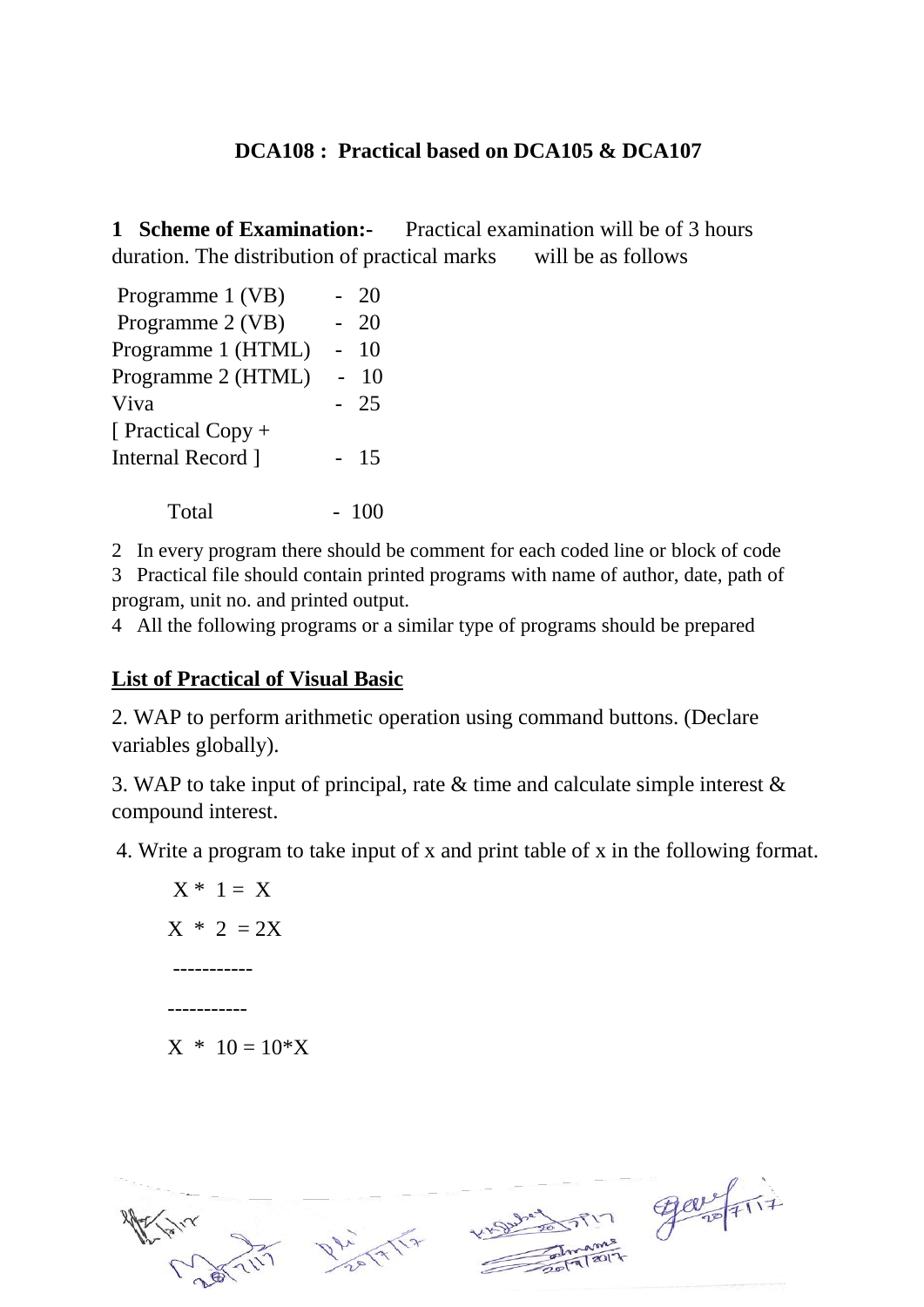**DCA108 : Practical based on DCA105 & DCA107**

**1 Scheme of Examination:-** Practical examination will be of 3 hours duration. The distribution of practical marks will be as follows

| | |
|---|---|
| Programme 1 (VB) | - 20 |
| Programme 2 (VB) | - 20 |
| Programme 1 (HTML) | - 10 |
| Programme 2 (HTML) | - 10 |
| Viva | - 25 |
| [ Practical Copy + Internal Record ] | - 15 |
| Total | - 100 |

2 In every program there should be comment for each coded line or block of code

3 Practical file should contain printed programs with name of author, date, path of program, unit no. and printed output.

4 All the following programs or a similar type of programs should be prepared

**List of Practical of Visual Basic**

2. WAP to perform arithmetic operation using command buttons. (Declare variables globally).

3. WAP to take input of principal, rate & time and calculate simple interest & compound interest.

4. Write a program to take input of x and print table of x in the following format.

```
X * 1 = X
X * 2 = 2X
-----------
-----------
X * 10 = 10*X
```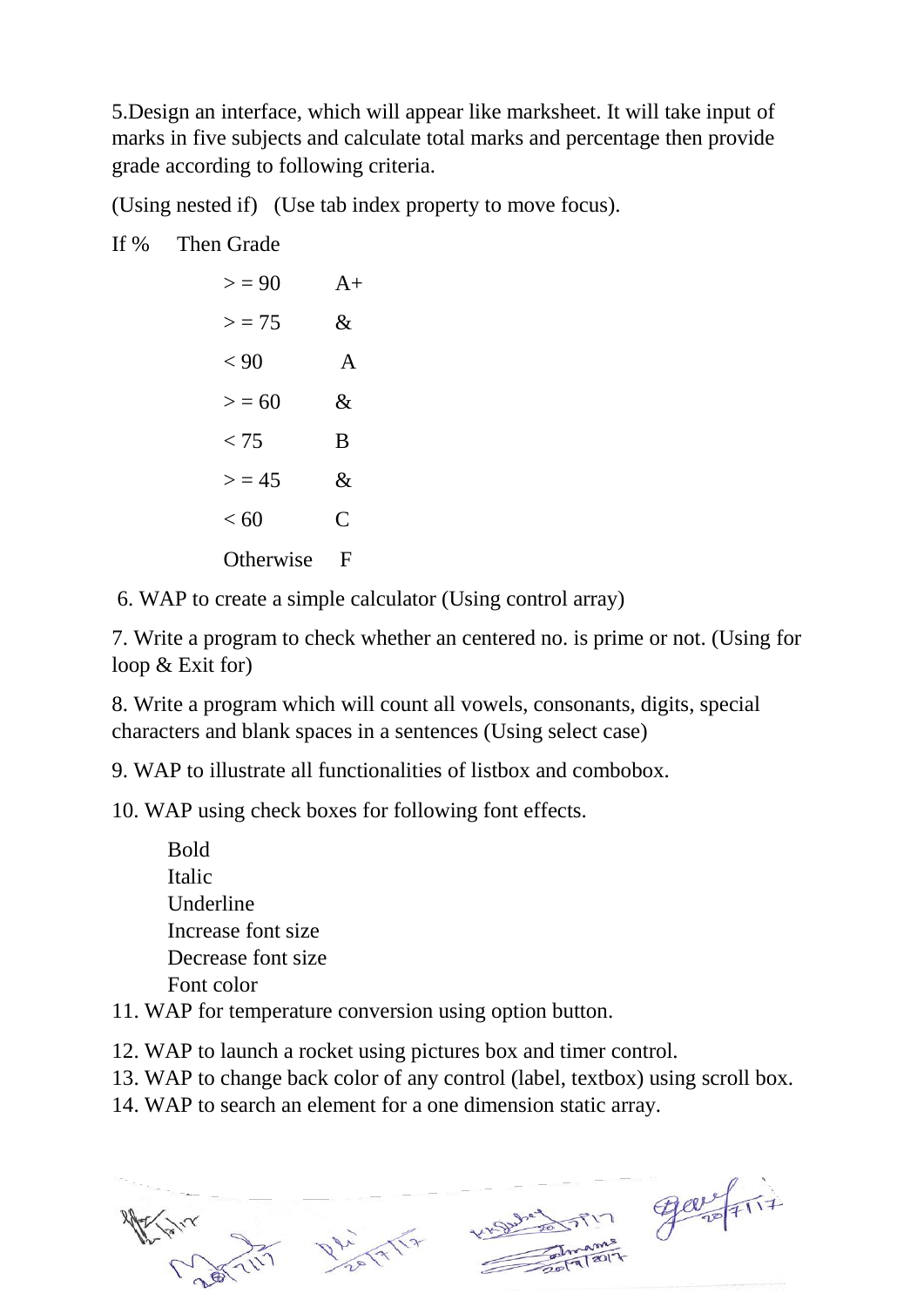5.Design an interface, which will appear like marksheet. It will take input of marks in five subjects and calculate total marks and percentage then provide grade according to following criteria.

(Using nested if) (Use tab index property to move focus).

| If % | Then Grade |
|---|---|
| > = 90 | A+ |
| > = 75 | & |
| < 90 | A |
| > = 60 | & |
| < 75 | B |
| > = 45 | & |
| < 60 | C |
| Otherwise | F |

6. WAP to create a simple calculator (Using control array)

7. Write a program to check whether an centered no. is prime or not. (Using for loop & Exit for)

8. Write a program which will count all vowels, consonants, digits, special characters and blank spaces in a sentences (Using select case)

9. WAP to illustrate all functionalities of listbox and combobox.

10. WAP using check boxes for following font effects.

- Bold
- Italic
- Underline
- Increase font size
- Decrease font size
- Font color

11. WAP for temperature conversion using option button.

12. WAP to launch a rocket using pictures box and timer control.

13. WAP to change back color of any control (label, textbox) using scroll box.

14. WAP to search an element for a one dimension static array.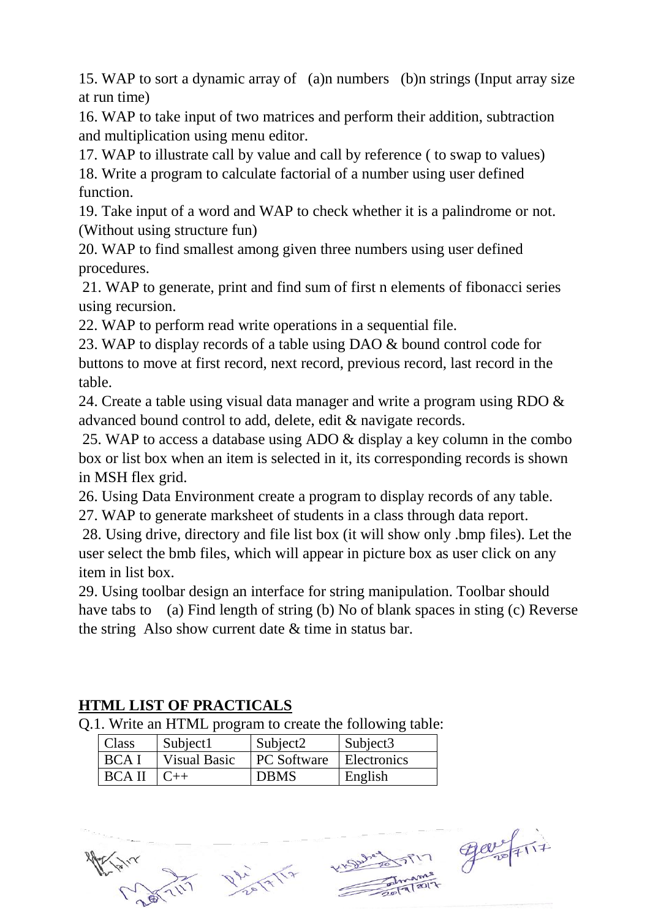15. WAP to sort a dynamic array of (a)n numbers (b)n strings (Input array size at run time)

16. WAP to take input of two matrices and perform their addition, subtraction and multiplication using menu editor.

17. WAP to illustrate call by value and call by reference ( to swap to values)

18. Write a program to calculate factorial of a number using user defined function.

19. Take input of a word and WAP to check whether it is a palindrome or not. (Without using structure fun)

20. WAP to find smallest among given three numbers using user defined procedures.

21. WAP to generate, print and find sum of first n elements of fibonacci series using recursion.

22. WAP to perform read write operations in a sequential file.

23. WAP to display records of a table using DAO & bound control code for buttons to move at first record, next record, previous record, last record in the table.

24. Create a table using visual data manager and write a program using RDO & advanced bound control to add, delete, edit & navigate records.

25. WAP to access a database using ADO & display a key column in the combo box or list box when an item is selected in it, its corresponding records is shown in MSH flex grid.

26. Using Data Environment create a program to display records of any table.

27. WAP to generate marksheet of students in a class through data report.

28. Using drive, directory and file list box (it will show only .bmp files). Let the user select the bmb files, which will appear in picture box as user click on any item in list box.

29. Using toolbar design an interface for string manipulation. Toolbar should have tabs to (a) Find length of string (b) No of blank spaces in sting (c) Reverse the string Also show current date & time in status bar.

## HTML LIST OF PRACTICALS

Q.1. Write an HTML program to create the following table:

| Class | Subject1 | Subject2 | Subject3 |
|---|---|---|---|
| BCA I | Visual Basic | PC Software | Electronics |
| BCA II | C++ | DBMS | English |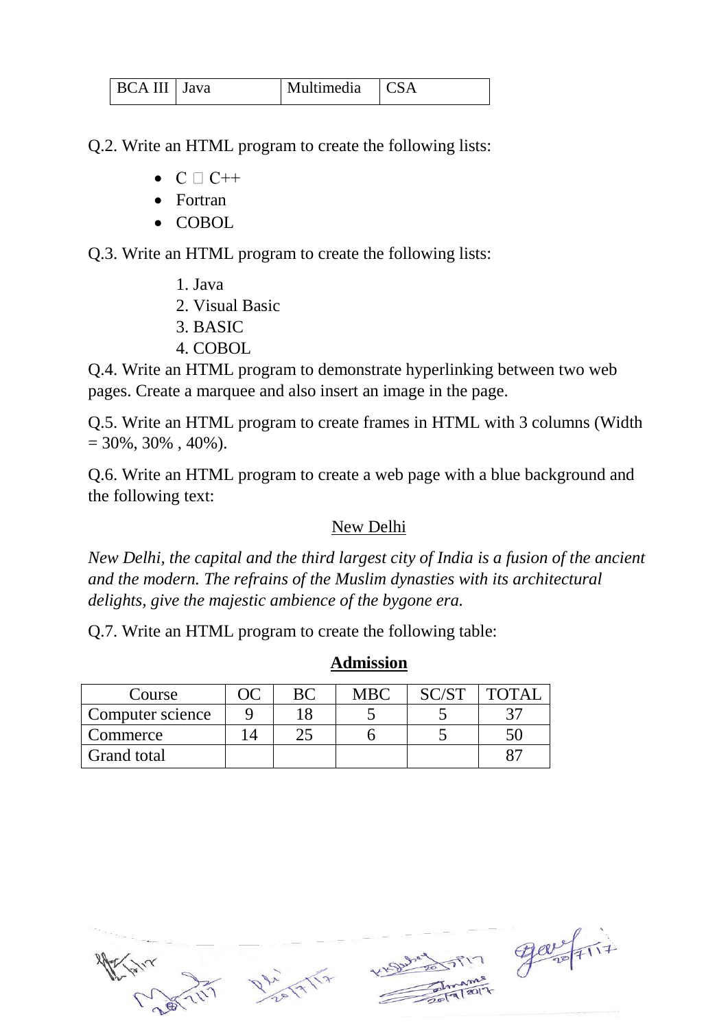| BCA III | Java | Multimedia | CSA |
|---|---|---|---|

Q.2. Write an HTML program to create the following lists:

- C  C++
- Fortran
- COBOL

Q.3. Write an HTML program to create the following lists:

1. Java
2. Visual Basic
3. BASIC
4. COBOL

Q.4. Write an HTML program to demonstrate hyperlinking between two web pages. Create a marquee and also insert an image in the page.

Q.5. Write an HTML program to create frames in HTML with 3 columns (Width = 30%, 30% , 40%).

Q.6. Write an HTML program to create a web page with a blue background and the following text:

<u>New Delhi</u>

*New Delhi, the capital and the third largest city of India is a fusion of the ancient and the modern. The refrains of the Muslim dynasties with its architectural delights, give the majestic ambience of the bygone era.*

Q.7. Write an HTML program to create the following table:

**<u>Admission</u>**

| Course | OC | BC | MBC | SC/ST | TOTAL |
|---|---|---|---|---|---|
| Computer science | 9 | 18 | 5 | 5 | 37 |
| Commerce | 14 | 25 | 6 | 5 | 50 |
| Grand total | | | | | 87 |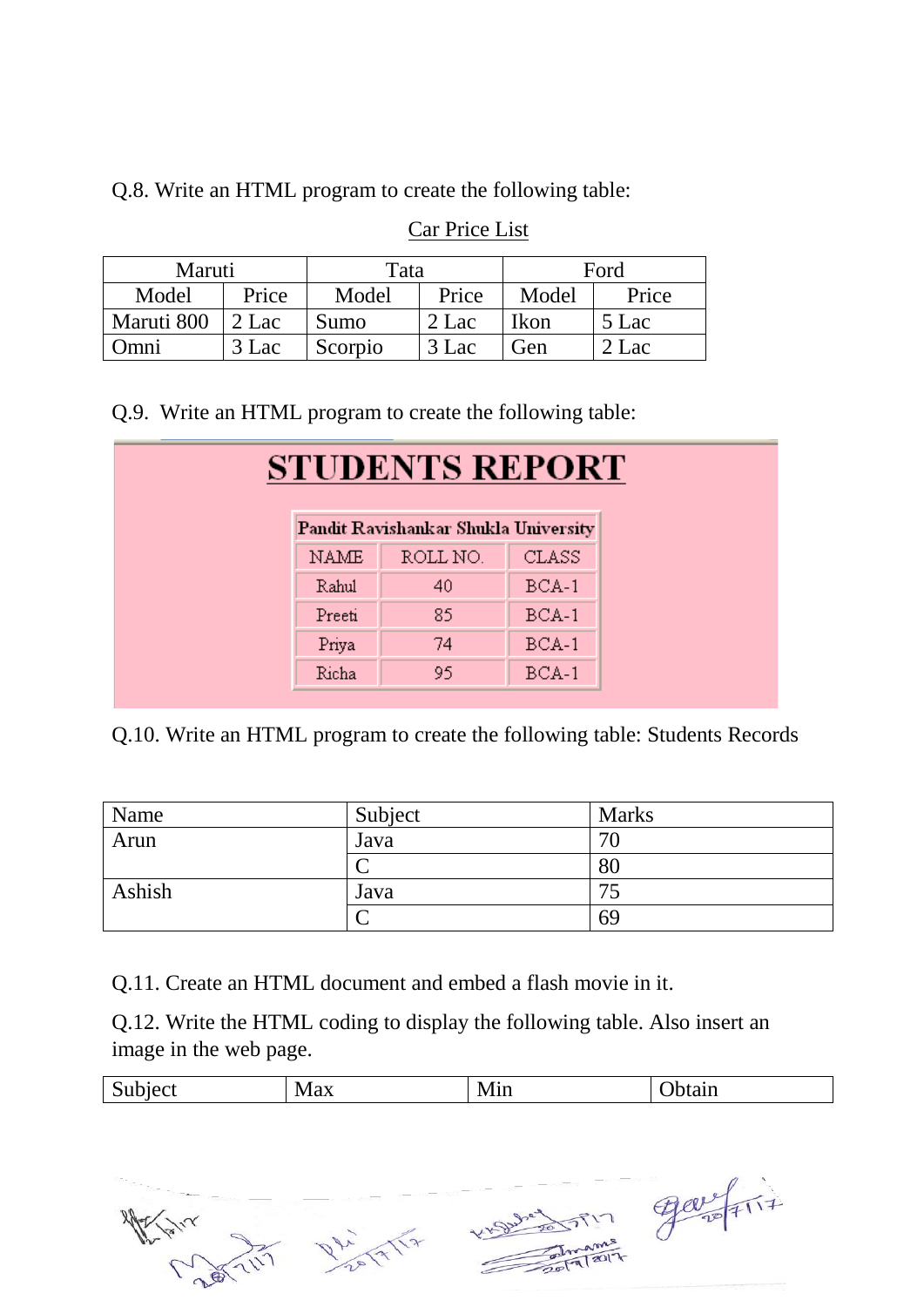Q.8. Write an HTML program to create the following table:

Car Price List

| Maruti | | Tata | | Ford | |
|---|---|---|---|---|---|
| Model | Price | Model | Price | Model | Price |
| Maruti 800 | 2 Lac | Sumo | 2 Lac | Ikon | 5 Lac |
| Omni | 3 Lac | Scorpio | 3 Lac | Gen | 2 Lac |

Q.9. Write an HTML program to create the following table:

**STUDENTS REPORT**

| Pandit Ravishankar Shukla University | | |
|---|---|---|
| NAME | ROLL NO. | CLASS |
| Rahul | 40 | BCA-1 |
| Preeti | 85 | BCA-1 |
| Priya | 74 | BCA-1 |
| Richa | 95 | BCA-1 |

Q.10. Write an HTML program to create the following table: Students Records

| Name | Subject | Marks |
|---|---|---|
| Arun | Java | 70 |
| | C | 80 |
| Ashish | Java | 75 |
| | C | 69 |

Q.11. Create an HTML document and embed a flash movie in it.

Q.12. Write the HTML coding to display the following table. Also insert an image in the web page.

| Subject | Max | Min | Obtain |
|---|---|---|---|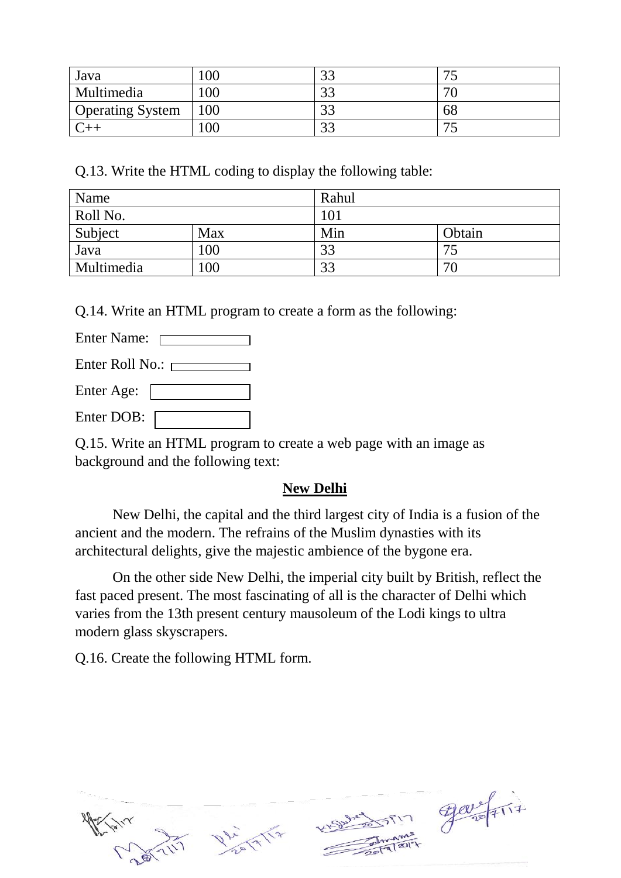| Java | 100 | 33 | 75 |
|---|---|---|---|
| Multimedia | 100 | 33 | 70 |
| Operating System | 100 | 33 | 68 |
| C++ | 100 | 33 | 75 |

Q.13. Write the HTML coding to display the following table:

| Name | | Rahul | |
|---|---|---|---|
| Roll No. | | 101 | |
| Subject | Max | Min | Obtain |
| Java | 100 | 33 | 75 |
| Multimedia | 100 | 33 | 70 |

Q.14. Write an HTML program to create a form as the following:

Enter Name:

Enter Roll No.:

Enter Age:

Enter DOB:

Q.15. Write an HTML program to create a web page with an image as background and the following text:

**<u>New Delhi</u>**

New Delhi, the capital and the third largest city of India is a fusion of the ancient and the modern. The refrains of the Muslim dynasties with its architectural delights, give the majestic ambience of the bygone era.

On the other side New Delhi, the imperial city built by British, reflect the fast paced present. The most fascinating of all is the character of Delhi which varies from the 13th present century mausoleum of the Lodi kings to ultra modern glass skyscrapers.

Q.16. Create the following HTML form.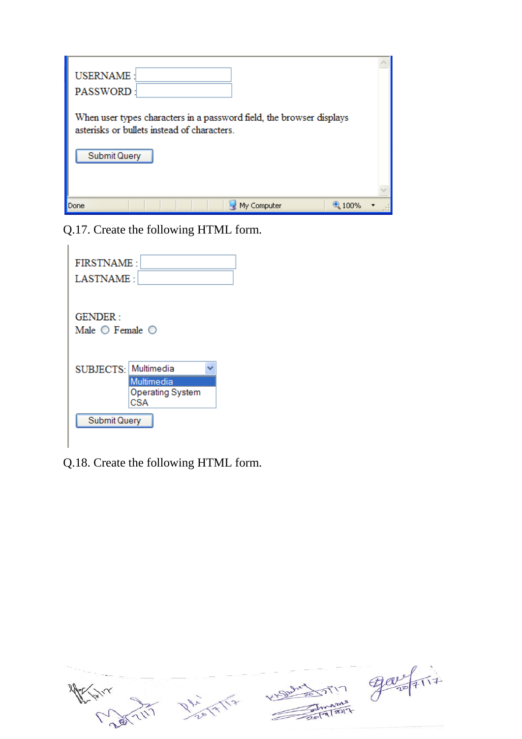USERNAME :

PASSWORD :

When user types characters in a password field, the browser displays asterisks or bullets instead of characters.

Submit Query

Done | My Computer | 100%

Q.17. Create the following HTML form.

FIRSTNAME :

LASTNAME :

GENDER :

Male ○ Female ○

SUBJECTS: Multimedia

- Multimedia
- Operating System
- CSA

Submit Query

Q.18. Create the following HTML form.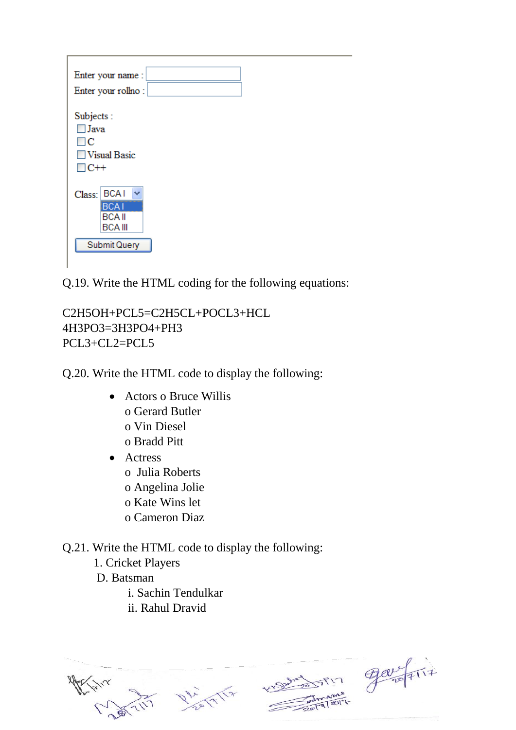Enter your name :

Enter your rollno :

Subjects :

- [ ] Java
- [ ] C
- [ ] Visual Basic
- [ ] C++

Class: BCA I

BCA I
BCA II
BCA III

Submit Query

Q.19. Write the HTML coding for the following equations:

C2H5OH+PCL5=C2H5CL+POCL3+HCL
4H3PO3=3H3PO4+PH3
PCL3+CL2=PCL5

Q.20. Write the HTML code to display the following:

- Actors o Bruce Willis
  o Gerard Butler
  o Vin Diesel
  o Bradd Pitt
- Actress
  o Julia Roberts
  o Angelina Jolie
  o Kate Wins let
  o Cameron Diaz

Q.21. Write the HTML code to display the following:

1. Cricket Players

D. Batsman

i. Sachin Tendulkar
ii. Rahul Dravid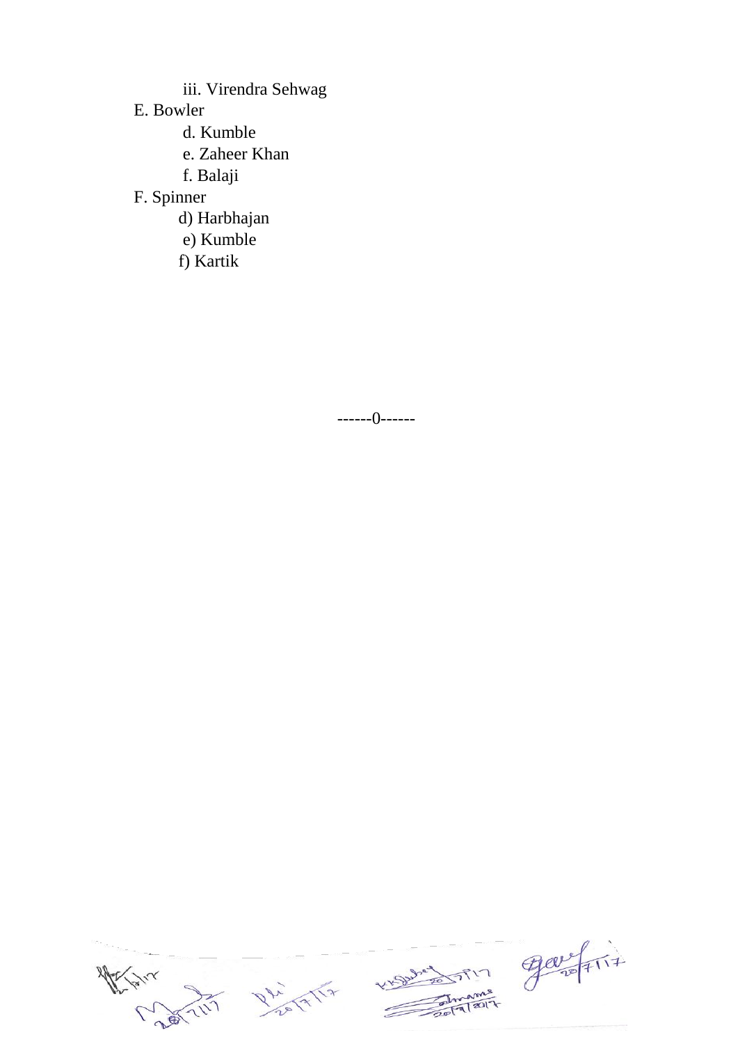iii. Virendra Sehwag

E. Bowler

d. Kumble

e. Zaheer Khan

f. Balaji

F. Spinner

d) Harbhajan

e) Kumble

f) Kartik

------0------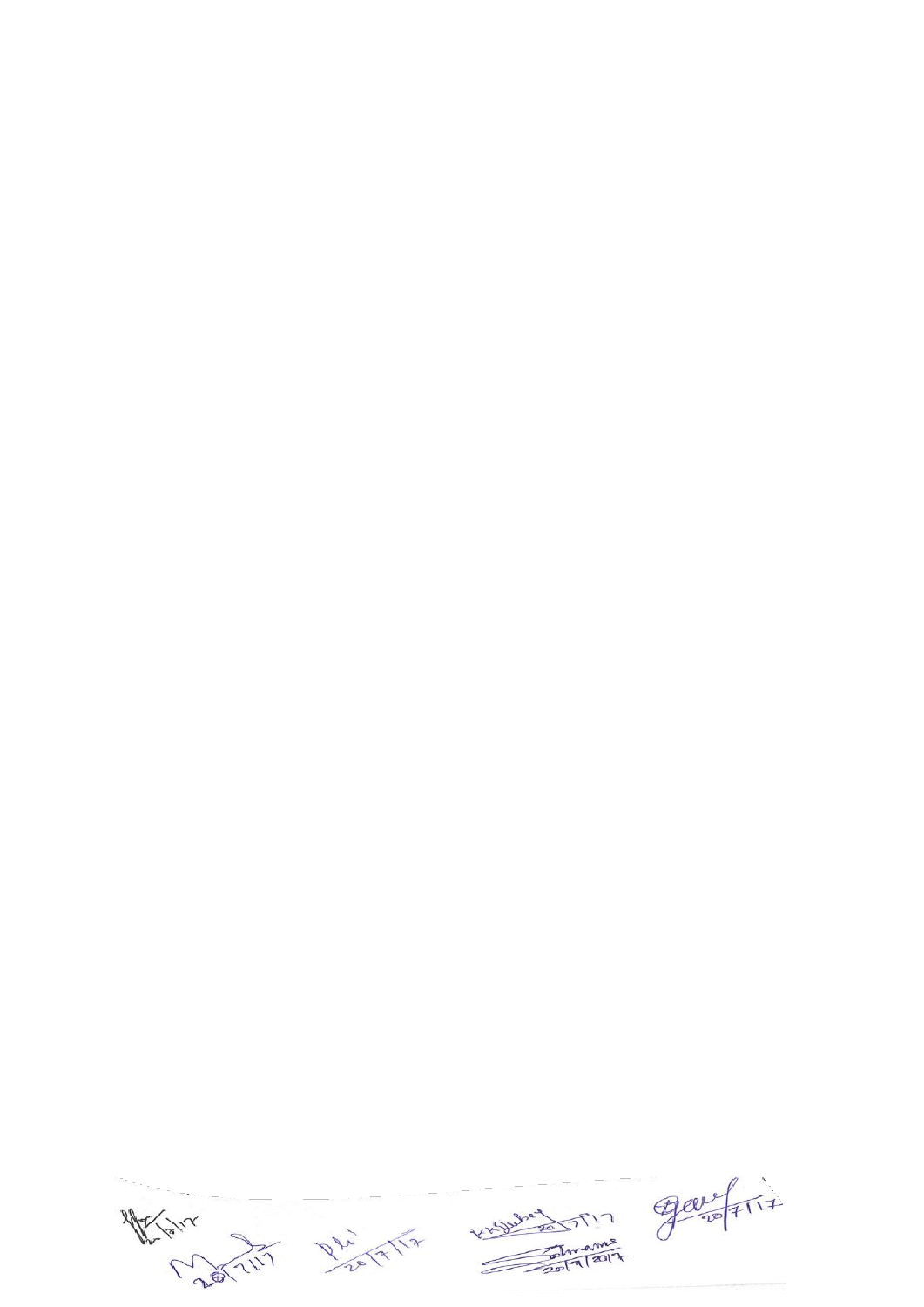20/7/17 20/7/17 20/7/17 20/7/17 20/7/2017 20/7/17